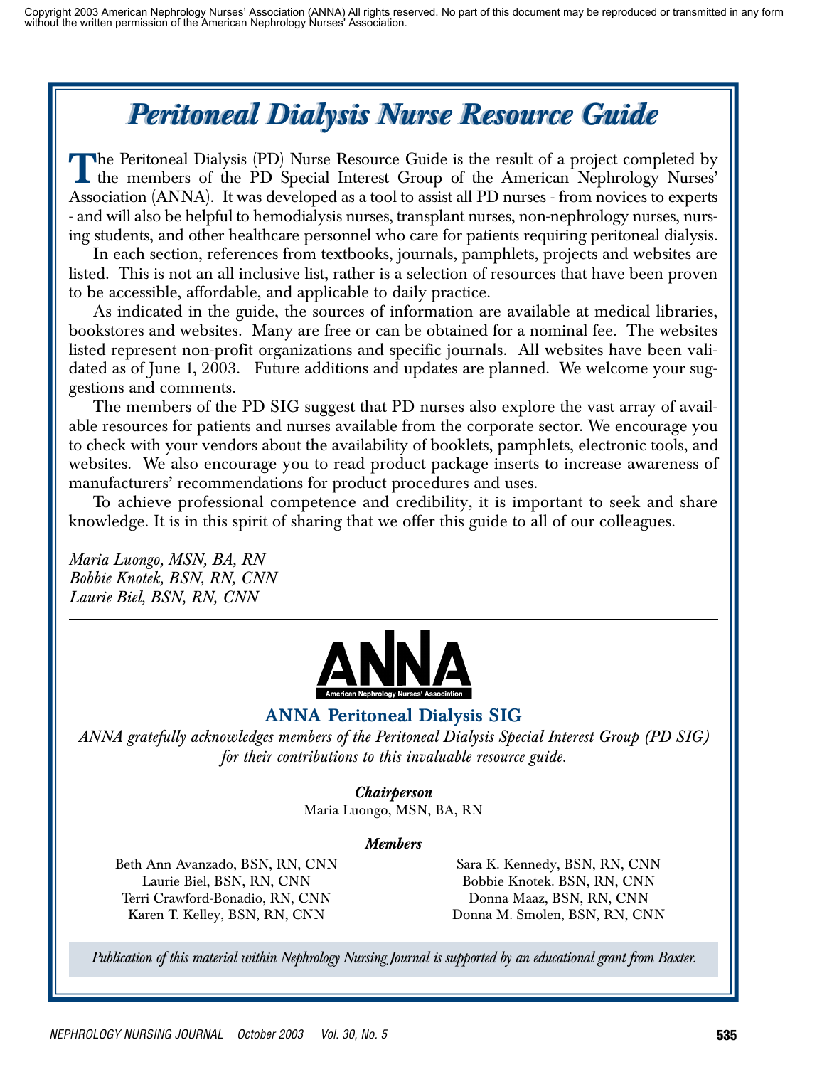Copyright 2003 American Nephrology Nurses' Association (ANNA) All rights reserved. No part of this document may be reproduced or transmitted in any form without the written permission of the American Nephrology Nurses' Association.

# Peritoneal Dialysis Nurse Resource Guide

The Peritoneal Dialysis (PD) Nurse Resource Guide is the result of a project completed by the members of the PD Special Interest Group of the American Nephrology Nurses' Association (ANNA). It was developed as a tool to assist all PD nurses - from novices to experts - and will also be helpful to hemodialysis nurses, transplant nurses, non-nephrology nurses, nursing students, and other healthcare personnel who care for patients requiring peritoneal dialysis.

In each section, references from textbooks, journals, pamphlets, projects and websites are listed. This is not an all inclusive list, rather is a selection of resources that have been proven to be accessible, affordable, and applicable to daily practice.

As indicated in the guide, the sources of information are available at medical libraries, bookstores and websites. Many are free or can be obtained for a nominal fee. The websites listed represent non-profit organizations and specific journals. All websites have been validated as of June 1, 2003. Future additions and updates are planned. We welcome your suggestions and comments.

The members of the PD SIG suggest that PD nurses also explore the vast array of available resources for patients and nurses available from the corporate sector. We encourage you to check with your vendors about the availability of booklets, pamphlets, electronic tools, and websites. We also encourage you to read product package inserts to increase awareness of manufacturers' recommendations for product procedures and uses.

To achieve professional competence and credibility, it is important to seek and share knowledge. It is in this spirit of sharing that we offer this guide to all of our colleagues.

*Maria Luongo, MSN, BA, RN*
*Bobbie Knotek, BSN, RN, CNN*
*Laurie Biel, BSN, RN, CNN*

---

ANNA
American Nephrology Nurses' Association

## ANNA Peritoneal Dialysis SIG

*ANNA gratefully acknowledges members of the Peritoneal Dialysis Special Interest Group (PD SIG) for their contributions to this invaluable resource guide.*

***Chairperson***
Maria Luongo, MSN, BA, RN

***Members***

Beth Ann Avanzado, BSN, RN, CNN
Laurie Biel, BSN, RN, CNN
Terri Crawford-Bonadio, RN, CNN
Karen T. Kelley, BSN, RN, CNN
Sara K. Kennedy, BSN, RN, CNN
Bobbie Knotek. BSN, RN, CNN
Donna Maaz, BSN, RN, CNN
Donna M. Smolen, BSN, RN, CNN

*Publication of this material within Nephrology Nursing Journal is supported by an educational grant from Baxter.*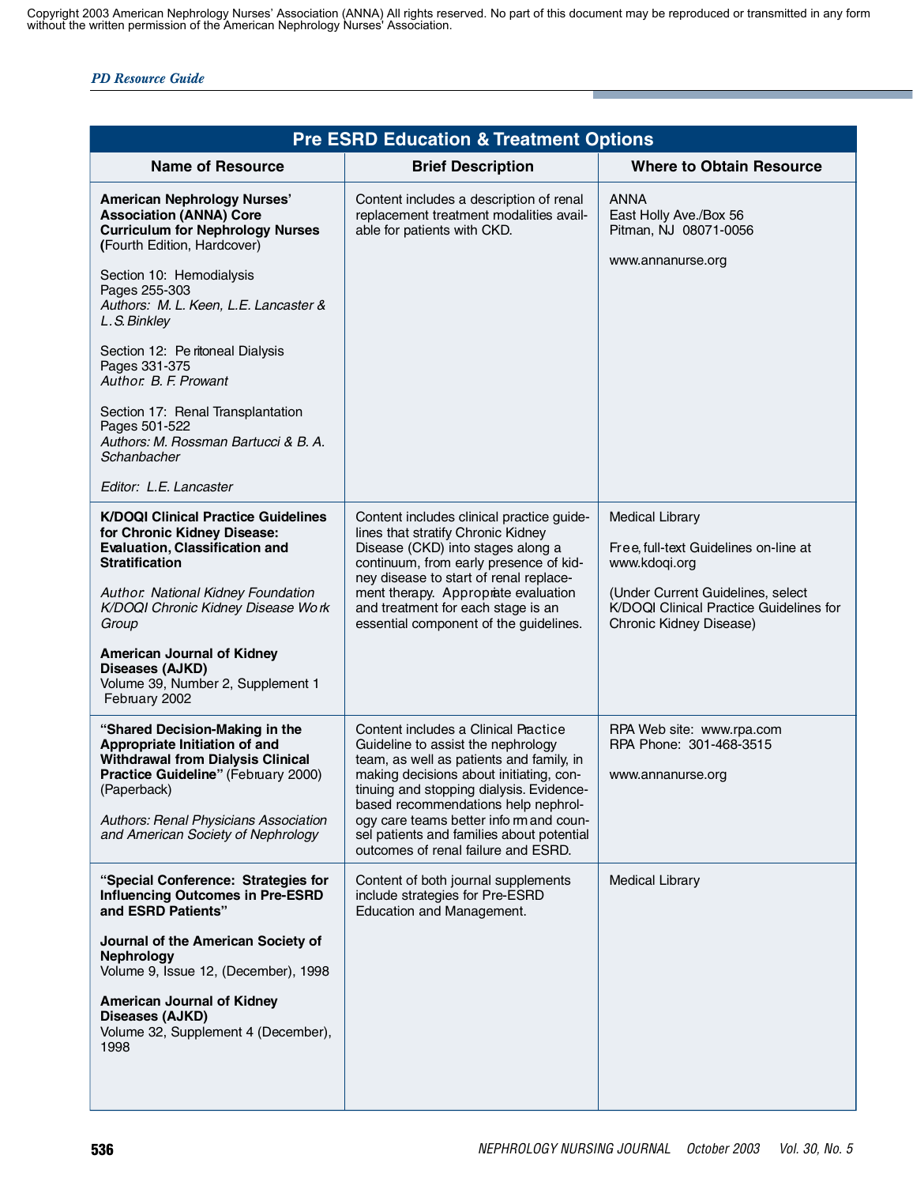## Pre ESRD Education & Treatment Options

| Name of Resource | Brief Description | Where to Obtain Resource |
|---|---|---|
| **American Nephrology Nurses' Association (ANNA) Core Curriculum for Nephrology Nurses (**Fourth Edition, Hardcover)<br><br>Section 10: Hemodialysis<br>Pages 255-303<br>*Authors: M. L. Keen, L.E. Lancaster & L.S. Binkley*<br><br>Section 12: Peritoneal Dialysis<br>Pages 331-375<br>*Author: B. F. Prowant*<br><br>Section 17: Renal Transplantation<br>Pages 501-522<br>*Authors: M. Rossman Bartucci & B. A. Schanbacher*<br><br>*Editor: L.E. Lancaster* | Content includes a description of renal replacement treatment modalities available for patients with CKD. | ANNA<br>East Holly Ave./Box 56<br>Pitman, NJ 08071-0056<br><br>www.annanurse.org |
| **K/DOQI Clinical Practice Guidelines for Chronic Kidney Disease: Evaluation, Classification and Stratification**<br><br>*Author: National Kidney Foundation K/DOQI Chronic Kidney Disease Work Group*<br><br>**American Journal of Kidney Diseases (AJKD)**<br>Volume 39, Number 2, Supplement 1<br>February 2002 | Content includes clinical practice guidelines that stratify Chronic Kidney Disease (CKD) into stages along a continuum, from early presence of kidney disease to start of renal replacement therapy. Appropriate evaluation and treatment for each stage is an essential component of the guidelines. | Medical Library<br><br>Free, full-text Guidelines on-line at www.kdoqi.org<br><br>(Under Current Guidelines, select K/DOQI Clinical Practice Guidelines for Chronic Kidney Disease) |
| **"Shared Decision-Making in the Appropriate Initiation of and Withdrawal from Dialysis Clinical Practice Guideline"** (February 2000) (Paperback)<br><br>*Authors: Renal Physicians Association and American Society of Nephrology* | Content includes a Clinical Practice Guideline to assist the nephrology team, as well as patients and family, in making decisions about initiating, continuing and stopping dialysis. Evidence-based recommendations help nephrology care teams better inform and counsel patients and families about potential outcomes of renal failure and ESRD. | RPA Web site: www.rpa.com<br>RPA Phone: 301-468-3515<br><br>www.annanurse.org |
| **"Special Conference: Strategies for Influencing Outcomes in Pre-ESRD and ESRD Patients"**<br><br>**Journal of the American Society of Nephrology**<br>Volume 9, Issue 12, (December), 1998<br><br>**American Journal of Kidney Diseases (AJKD)**<br>Volume 32, Supplement 4 (December), 1998 | Content of both journal supplements include strategies for Pre-ESRD Education and Management. | Medical Library |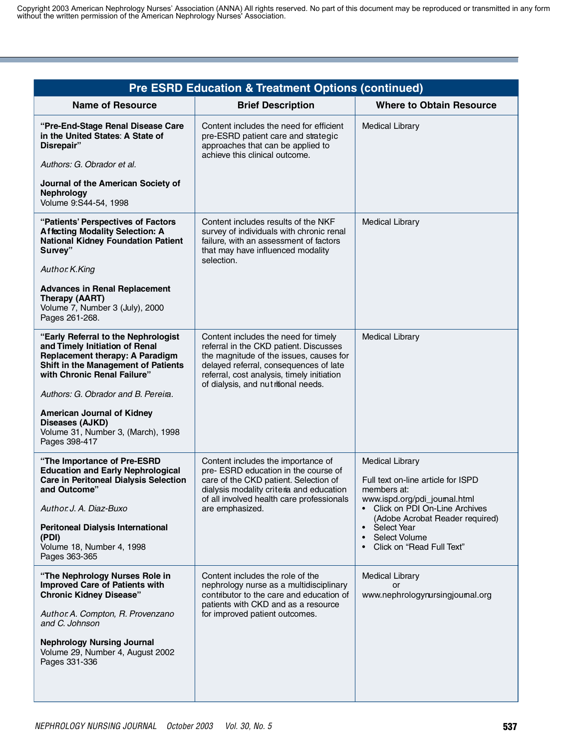Copyright 2003 American Nephrology Nurses' Association (ANNA) All rights reserved. No part of this document may be reproduced or transmitted in any form without the written permission of the American Nephrology Nurses' Association.

## Pre ESRD Education & Treatment Options (continued)

| Name of Resource | Brief Description | Where to Obtain Resource |
|---|---|---|
| **"Pre-End-Stage Renal Disease Care in the United States: A State of Disrepair"**<br><br>*Authors: G. Obrador et al.*<br><br>**Journal of the American Society of Nephrology**<br>Volume 9:S44-54, 1998 | Content includes the need for efficient pre-ESRD patient care and strategic approaches that can be applied to achieve this clinical outcome. | Medical Library |
| **"Patients' Perspectives of Factors Affecting Modality Selection: A National Kidney Foundation Patient Survey"**<br><br>*Author: K.King*<br><br>**Advances in Renal Replacement Therapy (AART)**<br>Volume 7, Number 3 (July), 2000<br>Pages 261-268. | Content includes results of the NKF survey of individuals with chronic renal failure, with an assessment of factors that may have influenced modality selection. | Medical Library |
| **"Early Referral to the Nephrologist and Timely Initiation of Renal Replacement therapy: A Paradigm Shift in the Management of Patients with Chronic Renal Failure"**<br><br>*Authors: G. Obrador and B. Pereira.*<br><br>**American Journal of Kidney Diseases (AJKD)**<br>Volume 31, Number 3, (March), 1998<br>Pages 398-417 | Content includes the need for timely referral in the CKD patient. Discusses the magnitude of the issues, causes for delayed referral, consequences of late referral, cost analysis, timely initiation of dialysis, and nutritional needs. | Medical Library |
| **"The Importance of Pre-ESRD Education and Early Nephrological Care in Peritoneal Dialysis Selection and Outcome"**<br><br>*Author: J. A. Diaz-Buxo*<br><br>**Peritoneal Dialysis International (PDI)**<br>Volume 18, Number 4, 1998<br>Pages 363-365 | Content includes the importance of pre- ESRD education in the course of care of the CKD patient. Selection of dialysis modality criteria and education of all involved health care professionals are emphasized. | Medical Library<br><br>Full text on-line article for ISPD members at: www.ispd.org/pdi_journal.html<br>• Click on PDI On-Line Archives (Adobe Acrobat Reader required)<br>• Select Year<br>• Select Volume<br>• Click on "Read Full Text" |
| **"The Nephrology Nurses Role in Improved Care of Patients with Chronic Kidney Disease"**<br><br>*Author: A. Compton, R. Provenzano and C. Johnson*<br><br>**Nephrology Nursing Journal**<br>Volume 29, Number 4, August 2002<br>Pages 331-336 | Content includes the role of the nephrology nurse as a multidisciplinary contributor to the care and education of patients with CKD and as a resource for improved patient outcomes. | Medical Library<br>or<br>www.nephrologynursingjournal.org |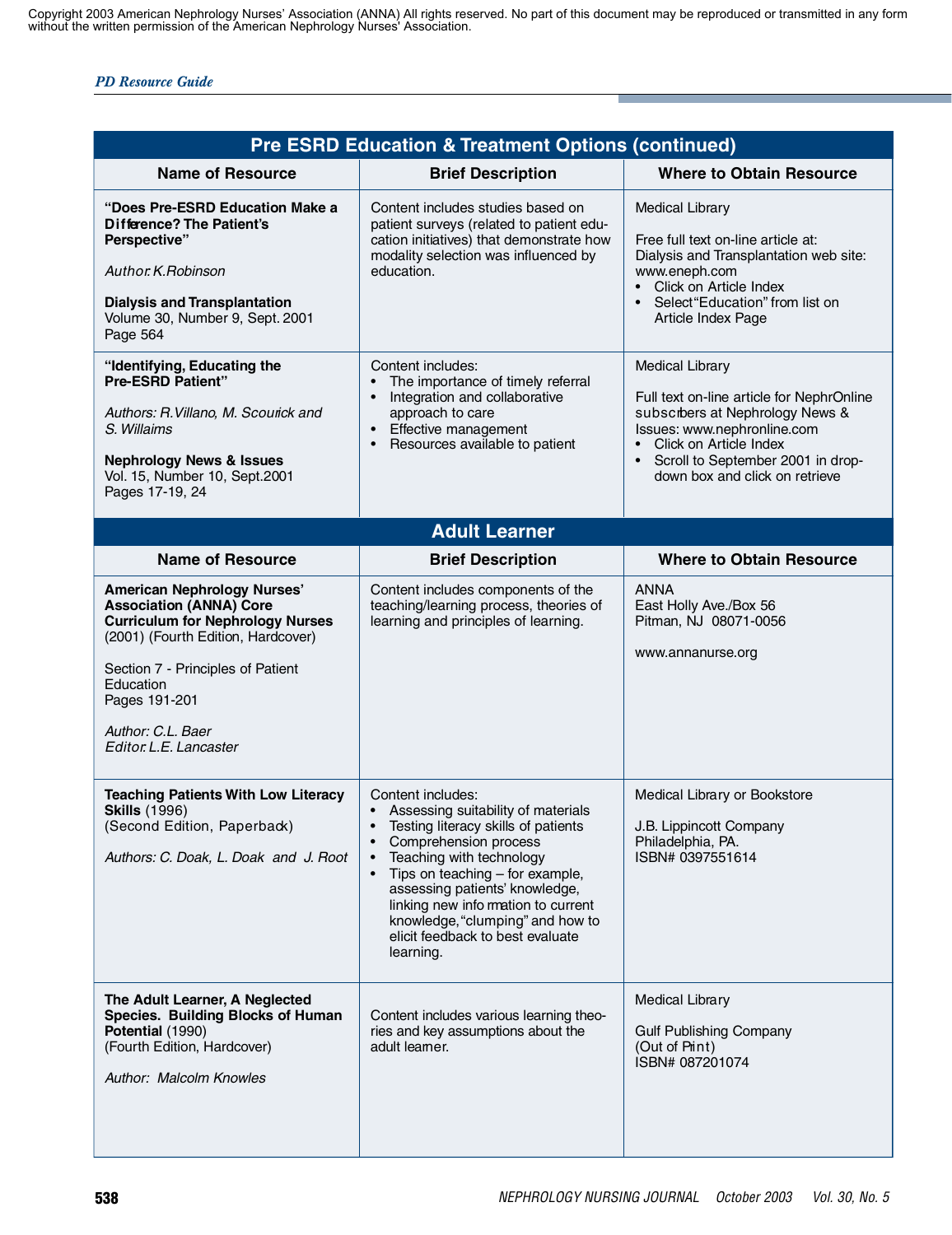Copyright 2003 American Nephrology Nurses' Association (ANNA) All rights reserved. No part of this document may be reproduced or transmitted in any form without the written permission of the American Nephrology Nurses' Association.

## Pre ESRD Education & Treatment Options (continued)

| Name of Resource | Brief Description | Where to Obtain Resource |
|---|---|---|
| **"Does Pre-ESRD Education Make a Difference? The Patient's Perspective"**<br><br>*Author: K.Robinson*<br><br>**Dialysis and Transplantation**<br>Volume 30, Number 9, Sept. 2001<br>Page 564 | Content includes studies based on patient surveys (related to patient education initiatives) that demonstrate how modality selection was influenced by education. | Medical Library<br><br>Free full text on-line article at: Dialysis and Transplantation web site: www.eneph.com<br>• Click on Article Index<br>• Select "Education" from list on Article Index Page |
| **"Identifying, Educating the Pre-ESRD Patient"**<br><br>*Authors: R.Villano, M. Scourick and S. Willaims*<br><br>**Nephrology News & Issues**<br>Vol. 15, Number 10, Sept.2001<br>Pages 17-19, 24 | Content includes:<br>• The importance of timely referral<br>• Integration and collaborative approach to care<br>• Effective management<br>• Resources available to patient | Medical Library<br><br>Full text on-line article for NephrOnline subscribers at Nephrology News & Issues: www.nephronline.com<br>• Click on Article Index<br>• Scroll to September 2001 in drop-down box and click on retrieve |

## Adult Learner

| Name of Resource | Brief Description | Where to Obtain Resource |
|---|---|---|
| **American Nephrology Nurses' Association (ANNA) Core Curriculum for Nephrology Nurses** (2001) (Fourth Edition, Hardcover)<br><br>Section 7 - Principles of Patient Education<br>Pages 191-201<br><br>*Author: C.L. Baer*<br>*Editor: L.E. Lancaster* | Content includes components of the teaching/learning process, theories of learning and principles of learning. | ANNA<br>East Holly Ave./Box 56<br>Pitman, NJ 08071-0056<br><br>www.annanurse.org |
| **Teaching Patients With Low Literacy Skills** (1996)<br>(Second Edition, Paperback)<br><br>*Authors: C. Doak, L. Doak and J. Root* | Content includes:<br>• Assessing suitability of materials<br>• Testing literacy skills of patients<br>• Comprehension process<br>• Teaching with technology<br>• Tips on teaching – for example, assessing patients' knowledge, linking new information to current knowledge, "clumping" and how to elicit feedback to best evaluate learning. | Medical Library or Bookstore<br><br>J.B. Lippincott Company<br>Philadelphia, PA.<br>ISBN# 0397551614 |
| **The Adult Learner, A Neglected Species. Building Blocks of Human Potential** (1990)<br>(Fourth Edition, Hardcover)<br><br>*Author: Malcolm Knowles* | Content includes various learning theories and key assumptions about the adult learner. | Medical Library<br><br>Gulf Publishing Company<br>(Out of Print)<br>ISBN# 087201074 |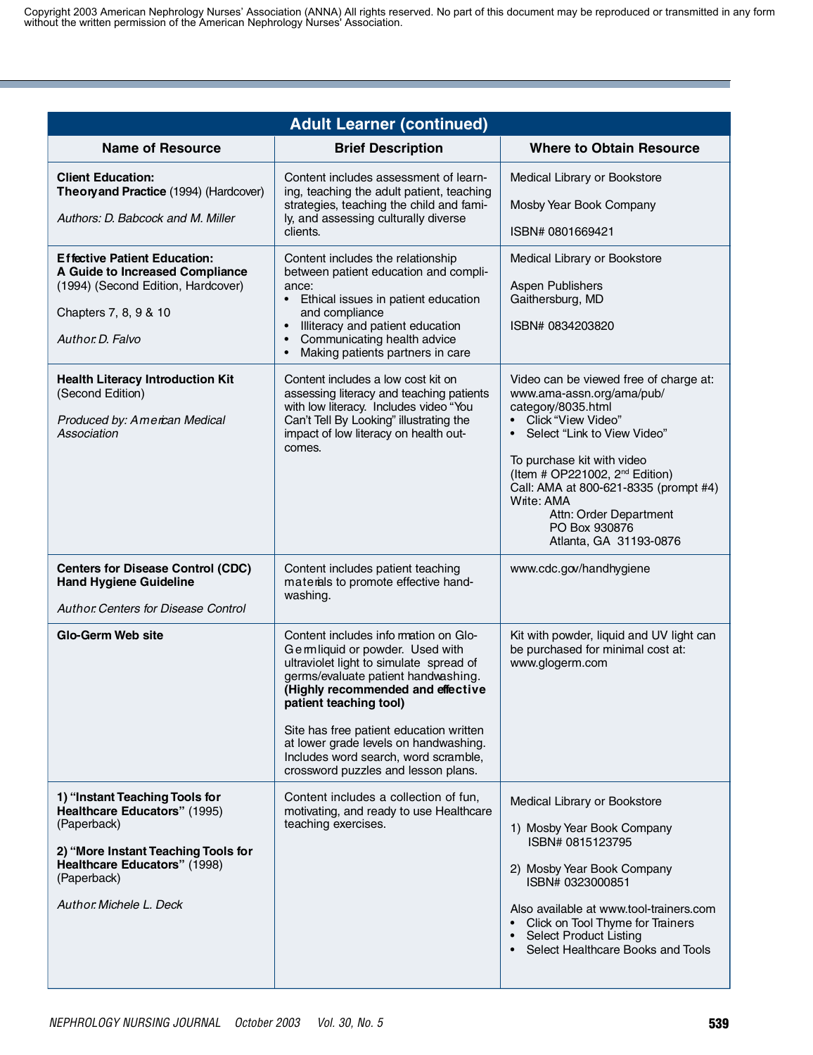Copyright 2003 American Nephrology Nurses' Association (ANNA) All rights reserved. No part of this document may be reproduced or transmitted in any form without the written permission of the American Nephrology Nurses' Association.

| Adult Learner (continued) | | |
|---|---|---|
| **Name of Resource** | **Brief Description** | **Where to Obtain Resource** |
| **Client Education: Theory and Practice** (1994) (Hardcover)<br><br>*Authors: D. Babcock and M. Miller* | Content includes assessment of learning, teaching the adult patient, teaching strategies, teaching the child and family, and assessing culturally diverse clients. | Medical Library or Bookstore<br><br>Mosby Year Book Company<br><br>ISBN# 0801669421 |
| **Effective Patient Education: A Guide to Increased Compliance** (1994) (Second Edition, Hardcover)<br><br>Chapters 7, 8, 9 & 10<br><br>*Author: D. Falvo* | Content includes the relationship between patient education and compliance:<br>• Ethical issues in patient education and compliance<br>• Illiteracy and patient education<br>• Communicating health advice<br>• Making patients partners in care | Medical Library or Bookstore<br><br>Aspen Publishers<br>Gaithersburg, MD<br><br>ISBN# 0834203820 |
| **Health Literacy Introduction Kit** (Second Edition)<br><br>*Produced by: American Medical Association* | Content includes a low cost kit on assessing literacy and teaching patients with low literacy. Includes video "You Can't Tell By Looking" illustrating the impact of low literacy on health outcomes. | Video can be viewed free of charge at: www.ama-assn.org/ama/pub/category/8035.html<br>• Click "View Video"<br>• Select "Link to View Video"<br><br>To purchase kit with video (Item # OP221002, 2nd Edition)<br>Call: AMA at 800-621-8335 (prompt #4)<br>Write: AMA<br>Attn: Order Department<br>PO Box 930876<br>Atlanta, GA 31193-0876 |
| **Centers for Disease Control (CDC) Hand Hygiene Guideline**<br><br>*Author: Centers for Disease Control* | Content includes patient teaching materials to promote effective handwashing. | www.cdc.gov/handhygiene |
| **Glo-Germ Web site** | Content includes information on Glo-Germ liquid or powder. Used with ultraviolet light to simulate spread of germs/evaluate patient handwashing. **(Highly recommended and effective patient teaching tool)**<br><br>Site has free patient education written at lower grade levels on handwashing. Includes word search, word scramble, crossword puzzles and lesson plans. | Kit with powder, liquid and UV light can be purchased for minimal cost at: www.glogerm.com |
| **1) "Instant Teaching Tools for Healthcare Educators"** (1995) (Paperback)<br><br>**2) "More Instant Teaching Tools for Healthcare Educators"** (1998) (Paperback)<br><br>*Author: Michele L. Deck* | Content includes a collection of fun, motivating, and ready to use Healthcare teaching exercises. | Medical Library or Bookstore<br><br>1) Mosby Year Book Company ISBN# 0815123795<br><br>2) Mosby Year Book Company ISBN# 0323000851<br><br>Also available at www.tool-trainers.com<br>• Click on Tool Thyme for Trainers<br>• Select Product Listing<br>• Select Healthcare Books and Tools |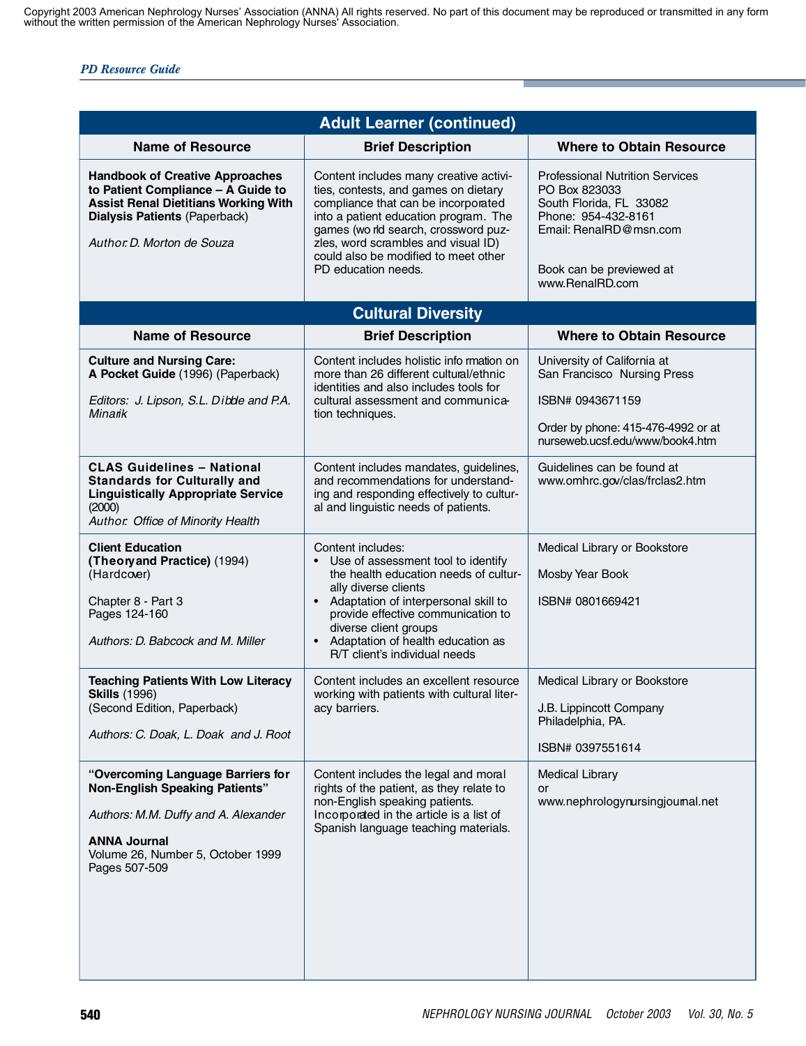Copyright 2003 American Nephrology Nurses' Association (ANNA) All rights reserved. No part of this document may be reproduced or transmitted in any form without the written permission of the American Nephrology Nurses' Association.

## Adult Learner (continued)

| Name of Resource | Brief Description | Where to Obtain Resource |
|---|---|---|
| **Handbook of Creative Approaches to Patient Compliance – A Guide to Assist Renal Dietitians Working With Dialysis Patients** (Paperback)<br><br>*Author: D. Morton de Souza* | Content includes many creative activities, contests, and games on dietary compliance that can be incorporated into a patient education program. The games (word search, crossword puzzles, word scrambles and visual ID) could also be modified to meet other PD education needs. | Professional Nutrition Services<br>PO Box 823033<br>South Florida, FL 33082<br>Phone: 954-432-8161<br>Email: RenalRD@msn.com<br><br>Book can be previewed at www.RenalRD.com |

## Cultural Diversity

| Name of Resource | Brief Description | Where to Obtain Resource |
|---|---|---|
| **Culture and Nursing Care: A Pocket Guide** (1996) (Paperback)<br><br>*Editors: J. Lipson, S.L. Dibble and P.A. Minarik* | Content includes holistic information on more than 26 different cultural/ethnic identities and also includes tools for cultural assessment and communication techniques. | University of California at San Francisco Nursing Press<br><br>ISBN# 0943671159<br><br>Order by phone: 415-476-4992 or at nurseweb.ucsf.edu/www/book4.htm |
| **CLAS Guidelines – National Standards for Culturally and Linguistically Appropriate Service** (2000)<br>*Author: Office of Minority Health* | Content includes mandates, guidelines, and recommendations for understanding and responding effectively to cultural and linguistic needs of patients. | Guidelines can be found at www.omhrc.gov/clas/frclas2.htm |
| **Client Education (Theory and Practice)** (1994) (Hardcover)<br><br>Chapter 8 - Part 3<br>Pages 124-160<br><br>*Authors: D. Babcock and M. Miller* | Content includes:<br>• Use of assessment tool to identify the health education needs of culturally diverse clients<br>• Adaptation of interpersonal skill to provide effective communication to diverse client groups<br>• Adaptation of health education as R/T client's individual needs | Medical Library or Bookstore<br><br>Mosby Year Book<br><br>ISBN# 0801669421 |
| **Teaching Patients With Low Literacy Skills** (1996)<br>(Second Edition, Paperback)<br><br>*Authors: C. Doak, L. Doak and J. Root* | Content includes an excellent resource working with patients with cultural literacy barriers. | Medical Library or Bookstore<br><br>J.B. Lippincott Company<br>Philadelphia, PA.<br><br>ISBN# 0397551614 |
| **"Overcoming Language Barriers for Non-English Speaking Patients"**<br><br>*Authors: M.M. Duffy and A. Alexander*<br><br>**ANNA Journal**<br>Volume 26, Number 5, October 1999<br>Pages 507-509 | Content includes the legal and moral rights of the patient, as they relate to non-English speaking patients. Incorporated in the article is a list of Spanish language teaching materials. | Medical Library<br>or<br>www.nephrologynursingjournal.net |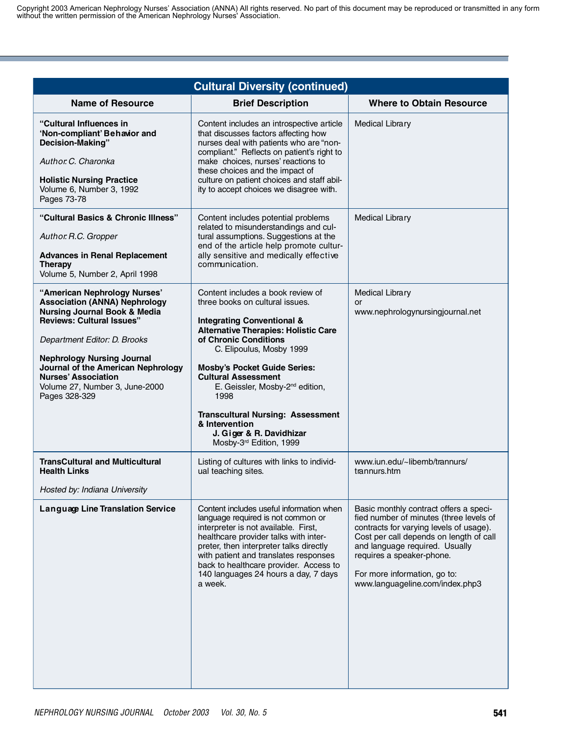Copyright 2003 American Nephrology Nurses' Association (ANNA) All rights reserved. No part of this document may be reproduced or transmitted in any form without the written permission of the American Nephrology Nurses' Association.

## Cultural Diversity (continued)

| Name of Resource | Brief Description | Where to Obtain Resource |
|---|---|---|
| **"Cultural Influences in 'Non-compliant' Behavior and Decision-Making"**<br><br>*Author: C. Charonka*<br><br>**Holistic Nursing Practice**<br>Volume 6, Number 3, 1992<br>Pages 73-78 | Content includes an introspective article that discusses factors affecting how nurses deal with patients who are "non-compliant." Reflects on patient's right to make choices, nurses' reactions to these choices and the impact of culture on patient choices and staff ability to accept choices we disagree with. | Medical Library |
| **"Cultural Basics & Chronic Illness"**<br><br>*Author: R.C. Gropper*<br><br>**Advances in Renal Replacement Therapy**<br>Volume 5, Number 2, April 1998 | Content includes potential problems related to misunderstandings and cultural assumptions. Suggestions at the end of the article help promote culturally sensitive and medically effective communication. | Medical Library |
| **"American Nephrology Nurses' Association (ANNA) Nephrology Nursing Journal Book & Media Reviews: Cultural Issues"**<br><br>*Department Editor: D. Brooks*<br><br>**Nephrology Nursing Journal Journal of the American Nephrology Nurses' Association**<br>Volume 27, Number 3, June-2000<br>Pages 328-329 | Content includes a book review of three books on cultural issues.<br><br>**Integrating Conventional & Alternative Therapies: Holistic Care of Chronic Conditions**<br>C. Elipoulus, Mosby 1999<br><br>**Mosby's Pocket Guide Series: Cultural Assessment**<br>E. Geissler, Mosby-2nd edition, 1998<br><br>**Transcultural Nursing: Assessment & Intervention**<br>**J. Giger & R. Davidhizar**<br>Mosby-3rd Edition, 1999 | Medical Library<br>or<br>www.nephrologynursingjournal.net |
| **TransCultural and Multicultural Health Links**<br><br>*Hosted by: Indiana University* | Listing of cultures with links to individual teaching sites. | www.iun.edu/~libemb/trannurs/trannurs.htm |
| **Language Line Translation Service** | Content includes useful information when language required is not common or interpreter is not available. First, healthcare provider talks with interpreter, then interpreter talks directly with patient and translates responses back to healthcare provider. Access to 140 languages 24 hours a day, 7 days a week. | Basic monthly contract offers a specified number of minutes (three levels of contracts for varying levels of usage). Cost per call depends on length of call and language required. Usually requires a speaker-phone.<br><br>For more information, go to: www.languageline.com/index.php3 |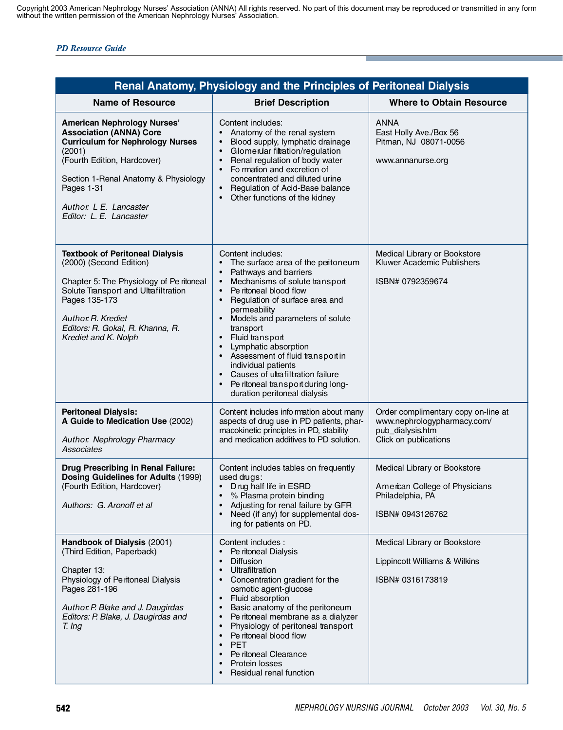Copyright 2003 American Nephrology Nurses' Association (ANNA) All rights reserved. No part of this document may be reproduced or transmitted in any form without the written permission of the American Nephrology Nurses' Association.

## Renal Anatomy, Physiology and the Principles of Peritoneal Dialysis

| Name of Resource | Brief Description | Where to Obtain Resource |
|---|---|---|
| **American Nephrology Nurses' Association (ANNA) Core Curriculum for Nephrology Nurses** (2001)<br>(Fourth Edition, Hardcover)<br><br>Section 1-Renal Anatomy & Physiology Pages 1-31<br><br>*Author: L E. Lancaster*<br>*Editor: L. E. Lancaster* | Content includes:<br>• Anatomy of the renal system<br>• Blood supply, lymphatic drainage<br>• Glomerular filtration/regulation<br>• Renal regulation of body water<br>• Formation and excretion of concentrated and diluted urine<br>• Regulation of Acid-Base balance<br>• Other functions of the kidney | ANNA<br>East Holly Ave./Box 56<br>Pitman, NJ 08071-0056<br><br>www.annanurse.org |
| **Textbook of Peritoneal Dialysis** (2000) (Second Edition)<br><br>Chapter 5: The Physiology of Peritoneal Solute Transport and Ultrafiltration Pages 135-173<br><br>*Author: R. Krediet*<br>*Editors: R. Gokal, R. Khanna, R. Krediet and K. Nolph* | Content includes:<br>• The surface area of the peritoneum<br>• Pathways and barriers<br>• Mechanisms of solute transport<br>• Peritoneal blood flow<br>• Regulation of surface area and permeability<br>• Models and parameters of solute transport<br>• Fluid transport<br>• Lymphatic absorption<br>• Assessment of fluid transport in individual patients<br>• Causes of ultrafiltration failure<br>• Peritoneal transport during long-duration peritoneal dialysis | Medical Library or Bookstore<br>Kluwer Academic Publishers<br><br>ISBN# 0792359674 |
| **Peritoneal Dialysis: A Guide to Medication Use** (2002)<br><br>*Author: Nephrology Pharmacy Associates* | Content includes information about many aspects of drug use in PD patients, pharmacokinetic principles in PD, stability and medication additives to PD solution. | Order complimentary copy on-line at www.nephrologypharmacy.com/pub_dialysis.htm<br>Click on publications |
| **Drug Prescribing in Renal Failure: Dosing Guidelines for Adults** (1999)<br>(Fourth Edition, Hardcover)<br><br>*Authors: G. Aronoff et al* | Content includes tables on frequently used drugs:<br>• Drug half life in ESRD<br>• % Plasma protein binding<br>• Adjusting for renal failure by GFR<br>• Need (if any) for supplemental dosing for patients on PD. | Medical Library or Bookstore<br><br>American College of Physicians<br>Philadelphia, PA<br><br>ISBN# 0943126762 |
| **Handbook of Dialysis** (2001)<br>(Third Edition, Paperback)<br><br>Chapter 13:<br>Physiology of Peritoneal Dialysis<br>Pages 281-196<br><br>*Author: P. Blake and J. Daugirdas*<br>*Editors: P. Blake, J. Daugirdas and T. Ing* | Content includes :<br>• Peritoneal Dialysis<br>• Diffusion<br>• Ultrafiltration<br>• Concentration gradient for the osmotic agent-glucose<br>• Fluid absorption<br>• Basic anatomy of the peritoneum<br>• Peritoneal membrane as a dialyzer<br>• Physiology of peritoneal transport<br>• Peritoneal blood flow<br>• PET<br>• Peritoneal Clearance<br>• Protein losses<br>• Residual renal function | Medical Library or Bookstore<br><br>Lippincott Williams & Wilkins<br><br>ISBN# 0316173819 |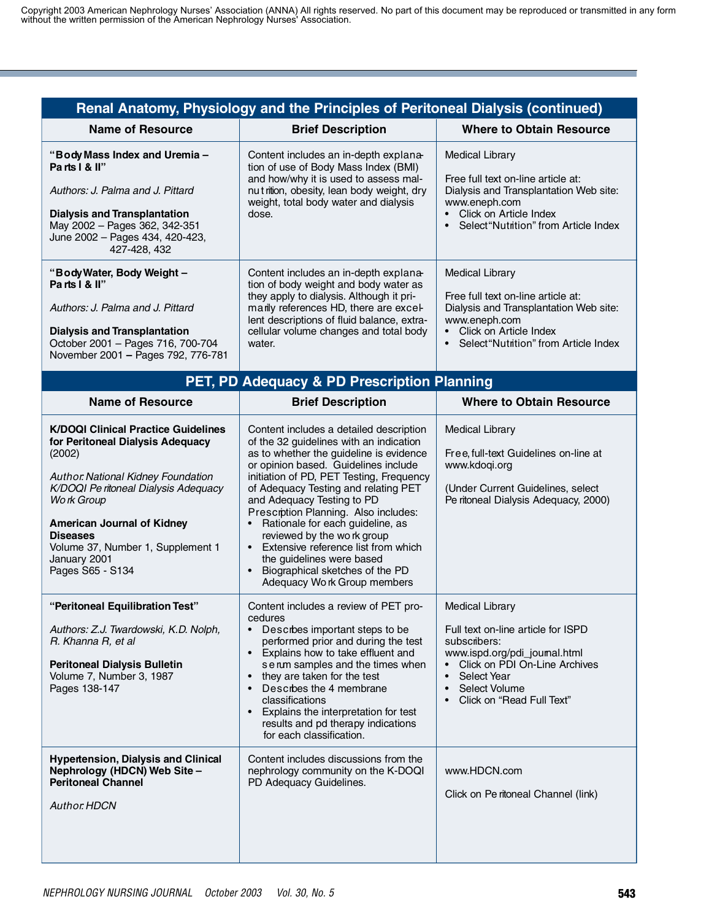Copyright 2003 American Nephrology Nurses' Association (ANNA) All rights reserved. No part of this document may be reproduced or transmitted in any form without the written permission of the American Nephrology Nurses' Association.

## Renal Anatomy, Physiology and the Principles of Peritoneal Dialysis (continued)

| Name of Resource | Brief Description | Where to Obtain Resource |
|---|---|---|
| **"Body Mass Index and Uremia – Parts I & II"**<br><br>*Authors: J. Palma and J. Pittard*<br><br>**Dialysis and Transplantation**<br>May 2002 – Pages 362, 342-351<br>June 2002 – Pages 434, 420-423, 427-428, 432 | Content includes an in-depth explanation of use of Body Mass Index (BMI) and how/why it is used to assess malnutrition, obesity, lean body weight, dry weight, total body water and dialysis dose. | Medical Library<br><br>Free full text on-line article at: Dialysis and Transplantation Web site: www.eneph.com<br>• Click on Article Index<br>• Select "Nutrition" from Article Index |
| **"Body Water, Body Weight – Parts I & II"**<br><br>*Authors: J. Palma and J. Pittard*<br><br>**Dialysis and Transplantation**<br>October 2001 – Pages 716, 700-704<br>November 2001 – Pages 792, 776-781 | Content includes an in-depth explanation of body weight and body water as they apply to dialysis. Although it primarily references HD, there are excellent descriptions of fluid balance, extracellular volume changes and total body water. | Medical Library<br><br>Free full text on-line article at: Dialysis and Transplantation Web site: www.eneph.com<br>• Click on Article Index<br>• Select "Nutrition" from Article Index |

## PET, PD Adequacy & PD Prescription Planning

| Name of Resource | Brief Description | Where to Obtain Resource |
|---|---|---|
| **K/DOQI Clinical Practice Guidelines for Peritoneal Dialysis Adequacy** (2002)<br><br>*Author: National Kidney Foundation K/DOQI Peritoneal Dialysis Adequacy Work Group*<br><br>**American Journal of Kidney Diseases**<br>Volume 37, Number 1, Supplement 1<br>January 2001<br>Pages S65 - S134 | Content includes a detailed description of the 32 guidelines with an indication as to whether the guideline is evidence or opinion based. Guidelines include initiation of PD, PET Testing, Frequency of Adequacy Testing and relating PET and Adequacy Testing to PD Prescription Planning. Also includes:<br>• Rationale for each guideline, as reviewed by the work group<br>• Extensive reference list from which the guidelines were based<br>• Biographical sketches of the PD Adequacy Work Group members | Medical Library<br><br>Free, full-text Guidelines on-line at www.kdoqi.org<br><br>(Under Current Guidelines, select Peritoneal Dialysis Adequacy, 2000) |
| **"Peritoneal Equilibration Test"**<br><br>*Authors: Z.J. Twardowski, K.D. Nolph, R. Khanna R, et al*<br><br>**Peritoneal Dialysis Bulletin**<br>Volume 7, Number 3, 1987<br>Pages 138-147 | Content includes a review of PET procedures<br>• Describes important steps to be performed prior and during the test<br>• Explains how to take effluent and serum samples and the times when they are taken for the test<br>• Describes the 4 membrane classifications<br>• Explains the interpretation for test results and pd therapy indications for each classification. | Medical Library<br><br>Full text on-line article for ISPD subscribers: www.ispd.org/pdi_journal.html<br>• Click on PDI On-Line Archives<br>• Select Year<br>• Select Volume<br>• Click on "Read Full Text" |
| **Hypertension, Dialysis and Clinical Nephrology (HDCN) Web Site – Peritoneal Channel**<br><br>*Author: HDCN* | Content includes discussions from the nephrology community on the K-DOQI PD Adequacy Guidelines. | www.HDCN.com<br><br>Click on Peritoneal Channel (link) |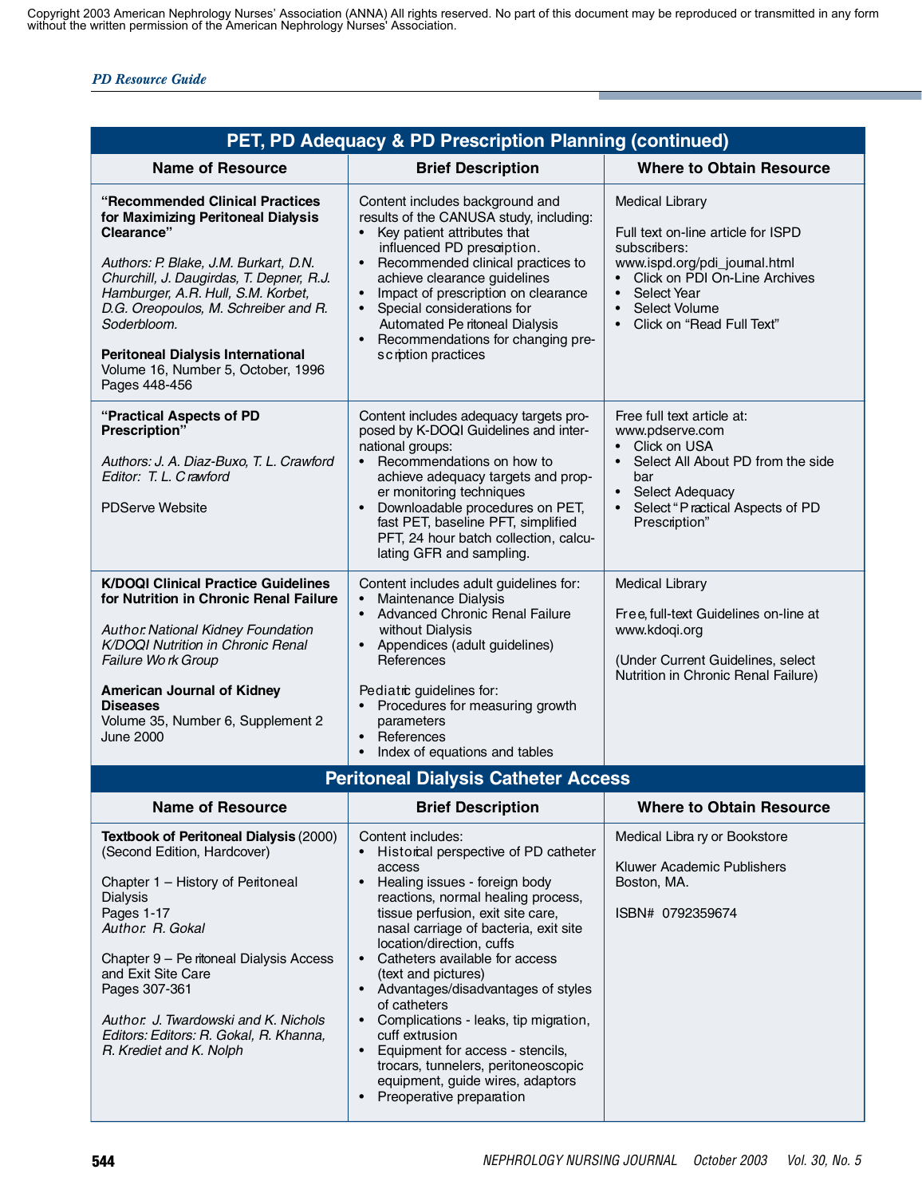## PET, PD Adequacy & PD Prescription Planning (continued)

| Name of Resource | Brief Description | Where to Obtain Resource |
|---|---|---|
| **"Recommended Clinical Practices for Maximizing Peritoneal Dialysis Clearance"**<br><br>*Authors: P. Blake, J.M. Burkart, D.N. Churchill, J. Daugirdas, T. Depner, R.J. Hamburger, A.R. Hull, S.M. Korbet, D.G. Oreopoulos, M. Schreiber and R. Soderbloom.*<br><br>**Peritoneal Dialysis International**<br>Volume 16, Number 5, October, 1996<br>Pages 448-456 | Content includes background and results of the CANUSA study, including:<br>• Key patient attributes that influenced PD prescription.<br>• Recommended clinical practices to achieve clearance guidelines<br>• Impact of prescription on clearance<br>• Special considerations for Automated Peritoneal Dialysis<br>• Recommendations for changing prescription practices | Medical Library<br><br>Full text on-line article for ISPD subscribers:<br>www.ispd.org/pdi_journal.html<br>• Click on PDI On-Line Archives<br>• Select Year<br>• Select Volume<br>• Click on "Read Full Text" |
| **"Practical Aspects of PD Prescription"**<br><br>*Authors: J. A. Diaz-Buxo, T. L. Crawford*<br>*Editor: T. L. Crawford*<br><br>PDServe Website | Content includes adequacy targets proposed by K-DOQI Guidelines and international groups:<br>• Recommendations on how to achieve adequacy targets and proper monitoring techniques<br>• Downloadable procedures on PET, fast PET, baseline PFT, simplified PFT, 24 hour batch collection, calculating GFR and sampling. | Free full text article at:<br>www.pdserve.com<br>• Click on USA<br>• Select All About PD from the side bar<br>• Select Adequacy<br>• Select "Practical Aspects of PD Prescription" |
| **K/DOQI Clinical Practice Guidelines for Nutrition in Chronic Renal Failure**<br><br>*Author: National Kidney Foundation K/DOQI Nutrition in Chronic Renal Failure Work Group*<br><br>**American Journal of Kidney Diseases**<br>Volume 35, Number 6, Supplement 2<br>June 2000 | Content includes adult guidelines for:<br>• Maintenance Dialysis<br>• Advanced Chronic Renal Failure without Dialysis<br>• Appendices (adult guidelines) References<br><br>Pediatric guidelines for:<br>• Procedures for measuring growth parameters<br>• References<br>• Index of equations and tables | Medical Library<br><br>Free, full-text Guidelines on-line at www.kdoqi.org<br><br>(Under Current Guidelines, select Nutrition in Chronic Renal Failure) |

## Peritoneal Dialysis Catheter Access

| Name of Resource | Brief Description | Where to Obtain Resource |
|---|---|---|
| **Textbook of Peritoneal Dialysis** (2000)<br>(Second Edition, Hardcover)<br><br>Chapter 1 – History of Peritoneal Dialysis<br>Pages 1-17<br>*Author: R. Gokal*<br><br>Chapter 9 – Peritoneal Dialysis Access and Exit Site Care<br>Pages 307-361<br><br>*Author: J. Twardowski and K. Nichols*<br>*Editors: Editors: R. Gokal, R. Khanna, R. Krediet and K. Nolph* | Content includes:<br>• Historical perspective of PD catheter access<br>• Healing issues - foreign body reactions, normal healing process, tissue perfusion, exit site care, nasal carriage of bacteria, exit site location/direction, cuffs<br>• Catheters available for access (text and pictures)<br>• Advantages/disadvantages of styles of catheters<br>• Complications - leaks, tip migration, cuff extrusion<br>• Equipment for access - stencils, trocars, tunnelers, peritoneoscopic equipment, guide wires, adaptors<br>• Preoperative preparation | Medical Library or Bookstore<br><br>Kluwer Academic Publishers<br>Boston, MA.<br><br>ISBN# 0792359674 |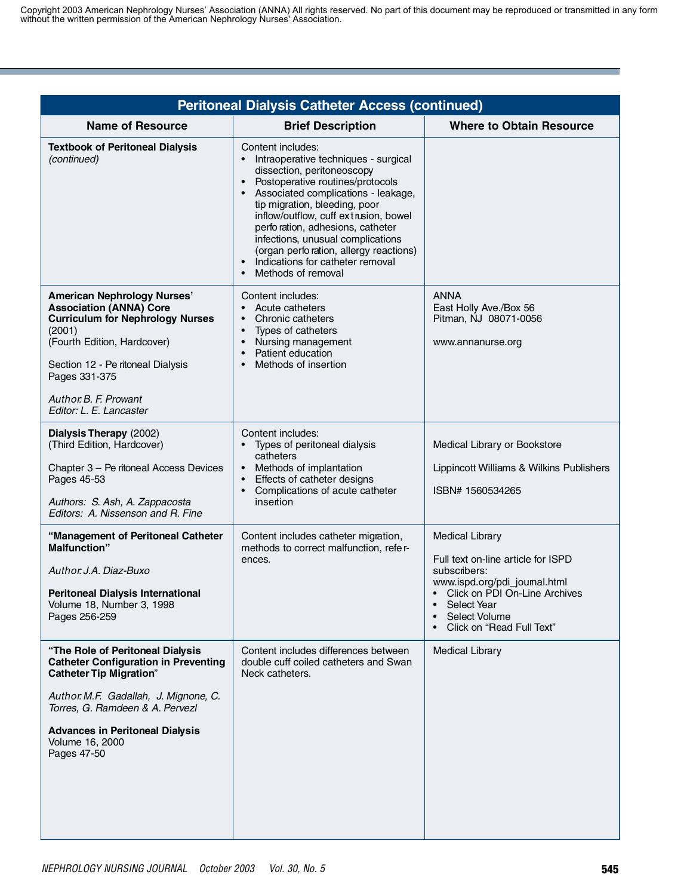Copyright 2003 American Nephrology Nurses' Association (ANNA) All rights reserved. No part of this document may be reproduced or transmitted in any form without the written permission of the American Nephrology Nurses' Association.

| Peritoneal Dialysis Catheter Access (continued) | | |
|---|---|---|
| **Name of Resource** | **Brief Description** | **Where to Obtain Resource** |
| **Textbook of Peritoneal Dialysis** *(continued)* | Content includes:<br>• Intraoperative techniques - surgical dissection, peritoneoscopy<br>• Postoperative routines/protocols<br>• Associated complications - leakage, tip migration, bleeding, poor inflow/outflow, cuff extrusion, bowel perforation, adhesions, catheter infections, unusual complications (organ perforation, allergy reactions)<br>• Indications for catheter removal<br>• Methods of removal | |
| **American Nephrology Nurses' Association (ANNA) Core Curriculum for Nephrology Nurses** (2001)<br>(Fourth Edition, Hardcover)<br><br>Section 12 - Peritoneal Dialysis<br>Pages 331-375<br><br>*Author: B. F. Prowant*<br>*Editor: L. E. Lancaster* | Content includes:<br>• Acute catheters<br>• Chronic catheters<br>• Types of catheters<br>• Nursing management<br>• Patient education<br>• Methods of insertion | ANNA<br>East Holly Ave./Box 56<br>Pitman, NJ 08071-0056<br><br>www.annanurse.org |
| **Dialysis Therapy** (2002)<br>(Third Edition, Hardcover)<br><br>Chapter 3 – Peritoneal Access Devices<br>Pages 45-53<br><br>*Authors: S. Ash, A. Zappacosta*<br>*Editors: A. Nissenson and R. Fine* | Content includes:<br>• Types of peritoneal dialysis catheters<br>• Methods of implantation<br>• Effects of catheter designs<br>• Complications of acute catheter insertion | Medical Library or Bookstore<br><br>Lippincott Williams & Wilkins Publishers<br><br>ISBN# 1560534265 |
| **"Management of Peritoneal Catheter Malfunction"**<br><br>*Author: J.A. Diaz-Buxo*<br><br>**Peritoneal Dialysis International**<br>Volume 18, Number 3, 1998<br>Pages 256-259 | Content includes catheter migration, methods to correct malfunction, references. | Medical Library<br><br>Full text on-line article for ISPD subscribers:<br>www.ispd.org/pdi_journal.html<br>• Click on PDI On-Line Archives<br>• Select Year<br>• Select Volume<br>• Click on "Read Full Text" |
| **"The Role of Peritoneal Dialysis Catheter Configuration in Preventing Catheter Tip Migration"**<br><br>*Author: M.F. Gadallah, J. Mignone, C. Torres, G. Ramdeen & A. Pervezl*<br><br>**Advances in Peritoneal Dialysis**<br>Volume 16, 2000<br>Pages 47-50 | Content includes differences between double cuff coiled catheters and Swan Neck catheters. | Medical Library |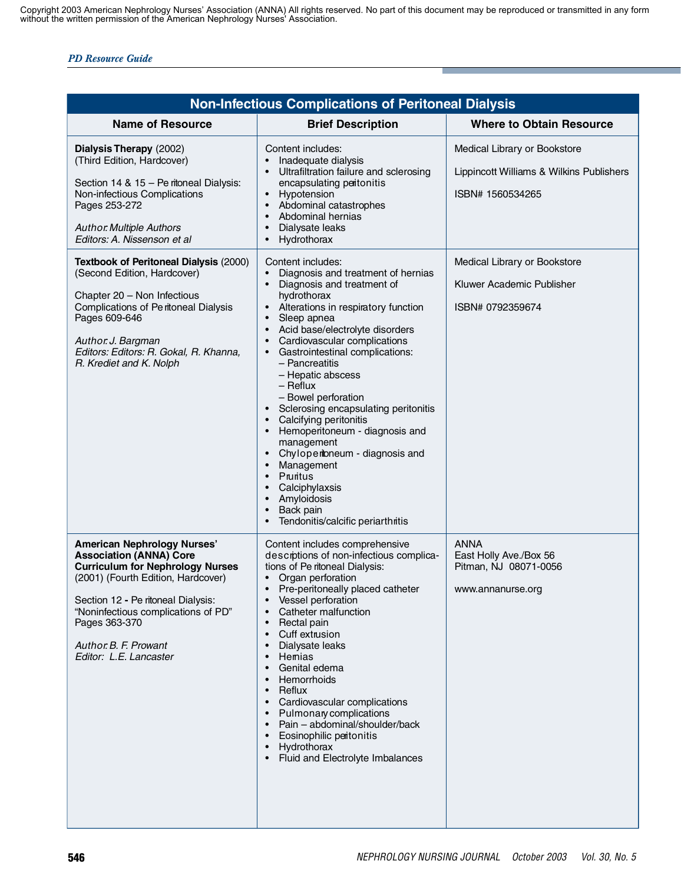Copyright 2003 American Nephrology Nurses' Association (ANNA) All rights reserved. No part of this document may be reproduced or transmitted in any form without the written permission of the American Nephrology Nurses' Association.

## Non-Infectious Complications of Peritoneal Dialysis

| Name of Resource | Brief Description | Where to Obtain Resource |
|---|---|---|
| **Dialysis Therapy** (2002)<br>(Third Edition, Hardcover)<br><br>Section 14 & 15 – Peritoneal Dialysis: Non-infectious Complications<br>Pages 253-272<br><br>*Author: Multiple Authors*<br>*Editors: A. Nissenson et al* | Content includes:<br>• Inadequate dialysis<br>• Ultrafiltration failure and sclerosing encapsulating peritonitis<br>• Hypotension<br>• Abdominal catastrophes<br>• Abdominal hernias<br>• Dialysate leaks<br>• Hydrothorax | Medical Library or Bookstore<br><br>Lippincott Williams & Wilkins Publishers<br><br>ISBN# 1560534265 |
| **Textbook of Peritoneal Dialysis** (2000)<br>(Second Edition, Hardcover)<br><br>Chapter 20 – Non Infectious Complications of Peritoneal Dialysis<br>Pages 609-646<br><br>*Author: J. Bargman*<br>*Editors: Editors: R. Gokal, R. Khanna, R. Krediet and K. Nolph* | Content includes:<br>• Diagnosis and treatment of hernias<br>• Diagnosis and treatment of hydrothorax<br>• Alterations in respiratory function<br>• Sleep apnea<br>• Acid base/electrolyte disorders<br>• Cardiovascular complications<br>• Gastrointestinal complications:<br>– Pancreatitis<br>– Hepatic abscess<br>– Reflux<br>– Bowel perforation<br>• Sclerosing encapsulating peritonitis<br>• Calcifying peritonitis<br>• Hemoperitoneum - diagnosis and management<br>• Chyloperitoneum - diagnosis and<br>• Management<br>• Pruritus<br>• Calciphylaxsis<br>• Amyloidosis<br>• Back pain<br>• Tendonitis/calcific periarthritis | Medical Library or Bookstore<br><br>Kluwer Academic Publisher<br><br>ISBN# 0792359674 |
| **American Nephrology Nurses' Association (ANNA) Core Curriculum for Nephrology Nurses** (2001) (Fourth Edition, Hardcover)<br><br>Section 12 **-** Peritoneal Dialysis: "Noninfectious complications of PD"<br>Pages 363-370<br><br>*Author: B. F. Prowant*<br>*Editor: L.E. Lancaster* | Content includes comprehensive descriptions of non-infectious complications of Peritoneal Dialysis:<br>• Organ perforation<br>• Pre-peritoneally placed catheter<br>• Vessel perforation<br>• Catheter malfunction<br>• Rectal pain<br>• Cuff extrusion<br>• Dialysate leaks<br>• Hernias<br>• Genital edema<br>• Hemorrhoids<br>• Reflux<br>• Cardiovascular complications<br>• Pulmonary complications<br>• Pain – abdominal/shoulder/back<br>• Eosinophilic peritonitis<br>• Hydrothorax<br>• Fluid and Electrolyte Imbalances | ANNA<br>East Holly Ave./Box 56<br>Pitman, NJ 08071-0056<br><br>www.annanurse.org |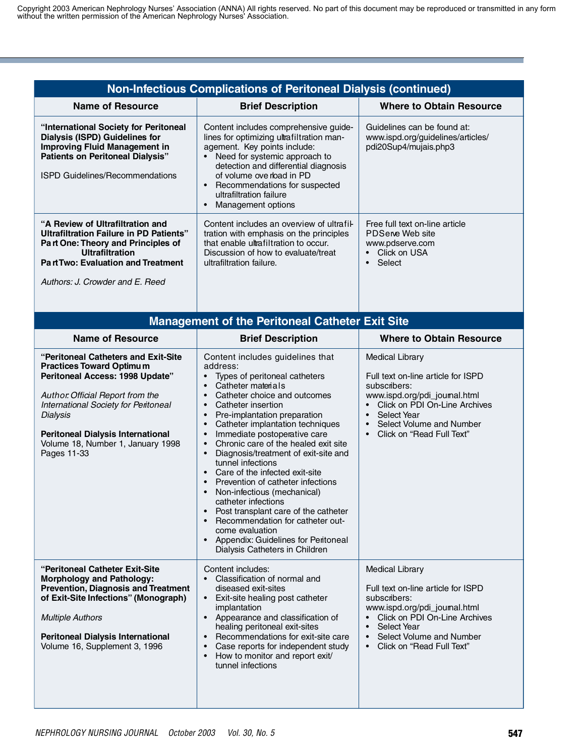Copyright 2003 American Nephrology Nurses' Association (ANNA) All rights reserved. No part of this document may be reproduced or transmitted in any form without the written permission of the American Nephrology Nurses' Association.

## Non-Infectious Complications of Peritoneal Dialysis (continued)

| Name of Resource | Brief Description | Where to Obtain Resource |
|---|---|---|
| **"International Society for Peritoneal Dialysis (ISPD) Guidelines for Improving Fluid Management in Patients on Peritoneal Dialysis"**<br><br>ISPD Guidelines/Recommendations | Content includes comprehensive guidelines for optimizing ultrafiltration management. Key points include:<br>• Need for systemic approach to detection and differential diagnosis of volume overload in PD<br>• Recommendations for suspected ultrafiltration failure<br>• Management options | Guidelines can be found at: www.ispd.org/guidelines/articles/pdi20Sup4/mujais.php3 |
| **"A Review of Ultrafiltration and Ultrafiltration Failure in PD Patients"<br>Part One: Theory and Principles of Ultrafiltration<br>Part Two: Evaluation and Treatment**<br><br>*Authors: J. Crowder and E. Reed* | Content includes an overview of ultrafiltration with emphasis on the principles that enable ultrafiltration to occur. Discussion of how to evaluate/treat ultrafiltration failure. | Free full text on-line article PDServe Web site www.pdserve.com<br>• Click on USA<br>• Select |

## Management of the Peritoneal Catheter Exit Site

| Name of Resource | Brief Description | Where to Obtain Resource |
|---|---|---|
| **"Peritoneal Catheters and Exit-Site Practices Toward Optimum Peritoneal Access: 1998 Update"**<br><br>*Author: Official Report from the International Society for Peritoneal Dialysis*<br><br>**Peritoneal Dialysis International**<br>Volume 18, Number 1, January 1998<br>Pages 11-33 | Content includes guidelines that address:<br>• Types of peritoneal catheters<br>• Catheter materials<br>• Catheter choice and outcomes<br>• Catheter insertion<br>• Pre-implantation preparation<br>• Catheter implantation techniques<br>• Immediate postoperative care<br>• Chronic care of the healed exit site<br>• Diagnosis/treatment of exit-site and tunnel infections<br>• Care of the infected exit-site<br>• Prevention of catheter infections<br>• Non-infectious (mechanical) catheter infections<br>• Post transplant care of the catheter<br>• Recommendation for catheter outcome evaluation<br>• Appendix: Guidelines for Peritoneal Dialysis Catheters in Children | Medical Library<br><br>Full text on-line article for ISPD subscribers: www.ispd.org/pdi_journal.html<br>• Click on PDI On-Line Archives<br>• Select Year<br>• Select Volume and Number<br>• Click on "Read Full Text" |
| **"Peritoneal Catheter Exit-Site Morphology and Pathology: Prevention, Diagnosis and Treatment of Exit-Site Infections" (Monograph)**<br><br>*Multiple Authors*<br><br>**Peritoneal Dialysis International**<br>Volume 16, Supplement 3, 1996 | Content includes:<br>• Classification of normal and diseased exit-sites<br>• Exit-site healing post catheter implantation<br>• Appearance and classification of healing peritoneal exit-sites<br>• Recommendations for exit-site care<br>• Case reports for independent study<br>• How to monitor and report exit/tunnel infections | Medical Library<br><br>Full text on-line article for ISPD subscribers: www.ispd.org/pdi_journal.html<br>• Click on PDI On-Line Archives<br>• Select Year<br>• Select Volume and Number<br>• Click on "Read Full Text" |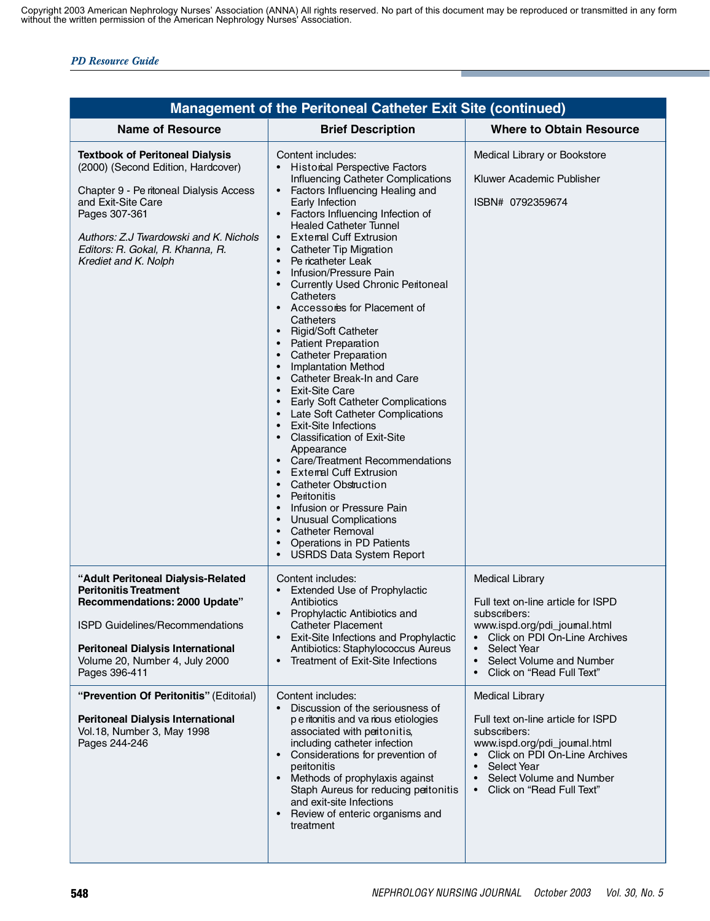Copyright 2003 American Nephrology Nurses' Association (ANNA) All rights reserved. No part of this document may be reproduced or transmitted in any form without the written permission of the American Nephrology Nurses' Association.

| Management of the Peritoneal Catheter Exit Site (continued) | | |
|---|---|---|
| **Name of Resource** | **Brief Description** | **Where to Obtain Resource** |
| **Textbook of Peritoneal Dialysis** (2000) (Second Edition, Hardcover)<br><br>Chapter 9 - Peritoneal Dialysis Access and Exit-Site Care<br>Pages 307-361<br><br>*Authors: Z.J Twardowski and K. Nichols*<br>*Editors: R. Gokal, R. Khanna, R. Krediet and K. Nolph* | Content includes:<br>• Historical Perspective Factors Influencing Catheter Complications<br>• Factors Influencing Healing and Early Infection<br>• Factors Influencing Infection of Healed Catheter Tunnel<br>• External Cuff Extrusion<br>• Catheter Tip Migration<br>• Pericatheter Leak<br>• Infusion/Pressure Pain<br>• Currently Used Chronic Peritoneal Catheters<br>• Accessories for Placement of Catheters<br>• Rigid/Soft Catheter<br>• Patient Preparation<br>• Catheter Preparation<br>• Implantation Method<br>• Catheter Break-In and Care<br>• Exit-Site Care<br>• Early Soft Catheter Complications<br>• Late Soft Catheter Complications<br>• Exit-Site Infections<br>• Classification of Exit-Site Appearance<br>• Care/Treatment Recommendations<br>• External Cuff Extrusion<br>• Catheter Obstruction<br>• Peritonitis<br>• Infusion or Pressure Pain<br>• Unusual Complications<br>• Catheter Removal<br>• Operations in PD Patients<br>• USRDS Data System Report | Medical Library or Bookstore<br><br>Kluwer Academic Publisher<br><br>ISBN# 0792359674 |
| **"Adult Peritoneal Dialysis-Related Peritonitis Treatment Recommendations: 2000 Update"**<br><br>ISPD Guidelines/Recommendations<br><br>**Peritoneal Dialysis International**<br>Volume 20, Number 4, July 2000<br>Pages 396-411 | Content includes:<br>• Extended Use of Prophylactic Antibiotics<br>• Prophylactic Antibiotics and Catheter Placement<br>• Exit-Site Infections and Prophylactic Antibiotics: Staphylococcus Aureus<br>• Treatment of Exit-Site Infections | Medical Library<br><br>Full text on-line article for ISPD subscribers:<br>www.ispd.org/pdi_journal.html<br>• Click on PDI On-Line Archives<br>• Select Year<br>• Select Volume and Number<br>• Click on "Read Full Text" |
| **"Prevention Of Peritonitis"** (Editorial)<br><br>**Peritoneal Dialysis International**<br>Vol.18, Number 3, May 1998<br>Pages 244-246 | Content includes:<br>• Discussion of the seriousness of peritonitis and various etiologies associated with peritonitis, including catheter infection<br>• Considerations for prevention of peritonitis<br>• Methods of prophylaxis against Staph Aureus for reducing peritonitis and exit-site Infections<br>• Review of enteric organisms and treatment | Medical Library<br><br>Full text on-line article for ISPD subscribers:<br>www.ispd.org/pdi_journal.html<br>• Click on PDI On-Line Archives<br>• Select Year<br>• Select Volume and Number<br>• Click on "Read Full Text" |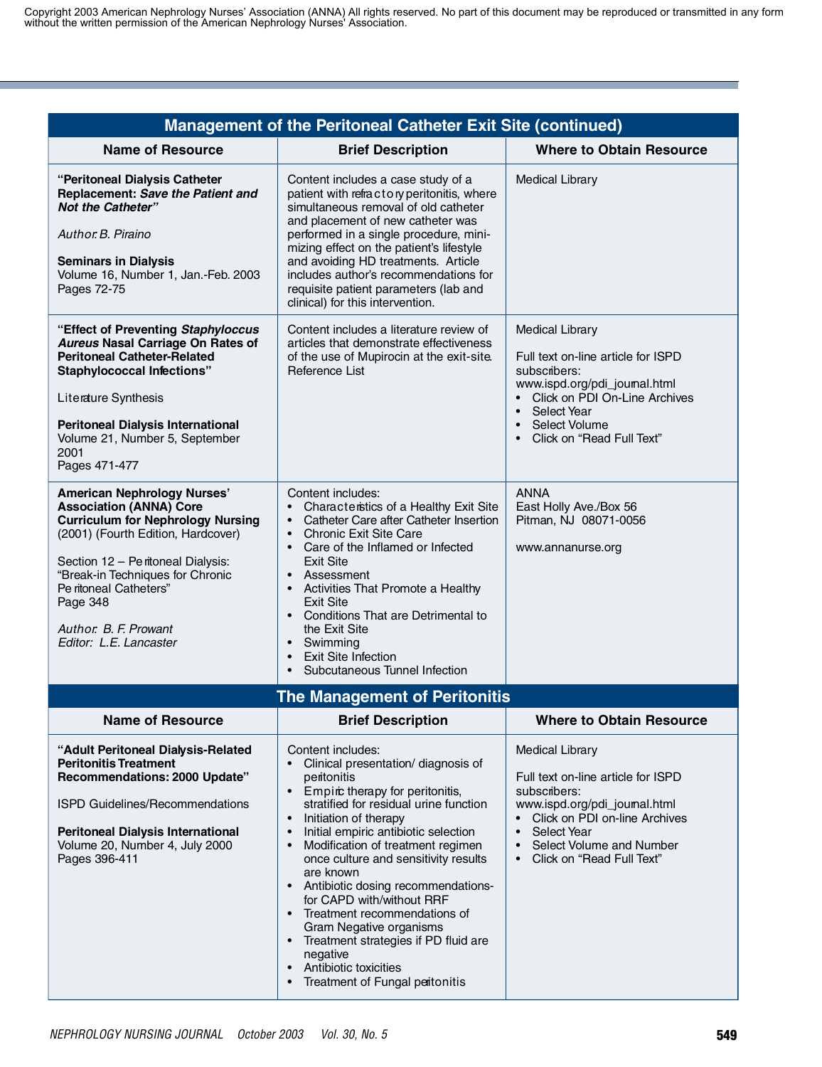## Management of the Peritoneal Catheter Exit Site (continued)

| Name of Resource | Brief Description | Where to Obtain Resource |
|---|---|---|
| **"Peritoneal Dialysis Catheter Replacement: *Save the Patient and Not the Catheter*"**<br><br>*Author: B. Piraino*<br><br>**Seminars in Dialysis**<br>Volume 16, Number 1, Jan.-Feb. 2003<br>Pages 72-75 | Content includes a case study of a patient with refractory peritonitis, where simultaneous removal of old catheter and placement of new catheter was performed in a single procedure, minimizing effect on the patient's lifestyle and avoiding HD treatments. Article includes author's recommendations for requisite patient parameters (lab and clinical) for this intervention. | Medical Library |
| **"Effect of Preventing *Staphyloccus Aureus* Nasal Carriage On Rates of Peritoneal Catheter-Related Staphylococcal Infections"**<br><br>Literature Synthesis<br><br>**Peritoneal Dialysis International**<br>Volume 21, Number 5, September 2001<br>Pages 471-477 | Content includes a literature review of articles that demonstrate effectiveness of the use of Mupirocin at the exit-site. Reference List | Medical Library<br><br>Full text on-line article for ISPD subscribers:<br>www.ispd.org/pdi_journal.html<br>• Click on PDI On-Line Archives<br>• Select Year<br>• Select Volume<br>• Click on "Read Full Text" |
| **American Nephrology Nurses' Association (ANNA) Core Curriculum for Nephrology Nursing** (2001) (Fourth Edition, Hardcover)<br><br>Section 12 – Peritoneal Dialysis: "Break-in Techniques for Chronic Peritoneal Catheters"<br>Page 348<br><br>*Author: B. F. Prowant*<br>*Editor: L.E. Lancaster* | Content includes:<br>• Characteristics of a Healthy Exit Site<br>• Catheter Care after Catheter Insertion<br>• Chronic Exit Site Care<br>• Care of the Inflamed or Infected Exit Site<br>• Assessment<br>• Activities That Promote a Healthy Exit Site<br>• Conditions That are Detrimental to the Exit Site<br>• Swimming<br>• Exit Site Infection<br>• Subcutaneous Tunnel Infection | ANNA<br>East Holly Ave./Box 56<br>Pitman, NJ 08071-0056<br><br>www.annanurse.org |

## The Management of Peritonitis

| Name of Resource | Brief Description | Where to Obtain Resource |
|---|---|---|
| **"Adult Peritoneal Dialysis-Related Peritonitis Treatment Recommendations: 2000 Update"**<br><br>ISPD Guidelines/Recommendations<br><br>**Peritoneal Dialysis International**<br>Volume 20, Number 4, July 2000<br>Pages 396-411 | Content includes:<br>• Clinical presentation/ diagnosis of peritonitis<br>• Empiric therapy for peritonitis, stratified for residual urine function<br>• Initiation of therapy<br>• Initial empiric antibiotic selection<br>• Modification of treatment regimen once culture and sensitivity results are known<br>• Antibiotic dosing recommendations-for CAPD with/without RRF<br>• Treatment recommendations of Gram Negative organisms<br>• Treatment strategies if PD fluid are negative<br>• Antibiotic toxicities<br>• Treatment of Fungal peritonitis | Medical Library<br><br>Full text on-line article for ISPD subscribers:<br>www.ispd.org/pdi_journal.html<br>• Click on PDI on-line Archives<br>• Select Year<br>• Select Volume and Number<br>• Click on "Read Full Text" |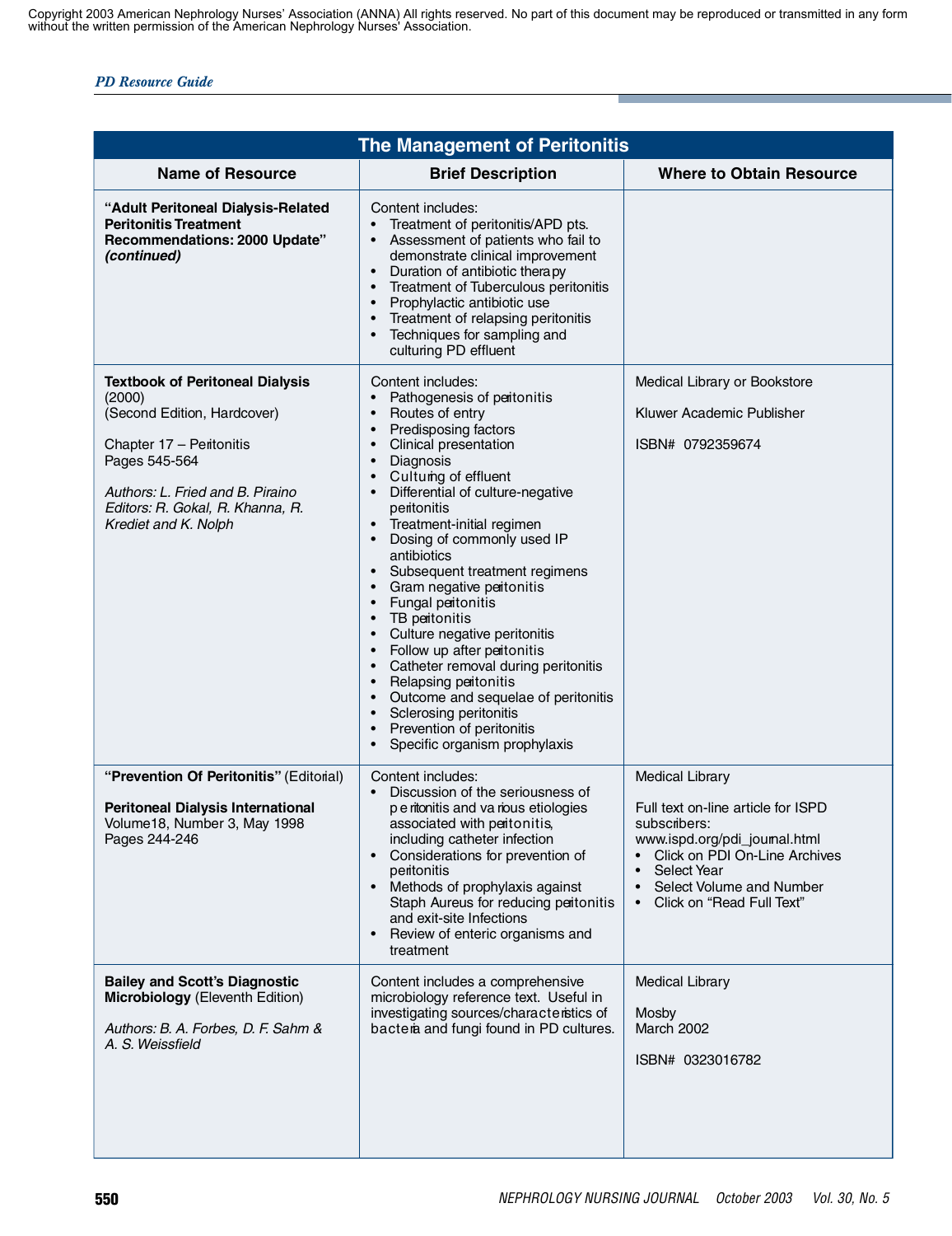Copyright 2003 American Nephrology Nurses' Association (ANNA) All rights reserved. No part of this document may be reproduced or transmitted in any form without the written permission of the American Nephrology Nurses' Association.

## The Management of Peritonitis

| Name of Resource | Brief Description | Where to Obtain Resource |
|---|---|---|
| **"Adult Peritoneal Dialysis-Related Peritonitis Treatment Recommendations: 2000 Update"** ***(continued)*** | Content includes:<br>• Treatment of peritonitis/APD pts.<br>• Assessment of patients who fail to demonstrate clinical improvement<br>• Duration of antibiotic therapy<br>• Treatment of Tuberculous peritonitis<br>• Prophylactic antibiotic use<br>• Treatment of relapsing peritonitis<br>• Techniques for sampling and culturing PD effluent | |
| **Textbook of Peritoneal Dialysis** (2000)<br>(Second Edition, Hardcover)<br><br>Chapter 17 – Peritonitis<br>Pages 545-564<br><br>*Authors: L. Fried and B. Piraino*<br>*Editors: R. Gokal, R. Khanna, R. Krediet and K. Nolph* | Content includes:<br>• Pathogenesis of peritonitis<br>• Routes of entry<br>• Predisposing factors<br>• Clinical presentation<br>• Diagnosis<br>• Culturing of effluent<br>• Differential of culture-negative peritonitis<br>• Treatment-initial regimen<br>• Dosing of commonly used IP antibiotics<br>• Subsequent treatment regimens<br>• Gram negative peritonitis<br>• Fungal peritonitis<br>• TB peritonitis<br>• Culture negative peritonitis<br>• Follow up after peritonitis<br>• Catheter removal during peritonitis<br>• Relapsing peritonitis<br>• Outcome and sequelae of peritonitis<br>• Sclerosing peritonitis<br>• Prevention of peritonitis<br>• Specific organism prophylaxis | Medical Library or Bookstore<br><br>Kluwer Academic Publisher<br><br>ISBN# 0792359674 |
| **"Prevention Of Peritonitis"** (Editorial)<br><br>**Peritoneal Dialysis International**<br>Volume18, Number 3, May 1998<br>Pages 244-246 | Content includes:<br>• Discussion of the seriousness of peritonitis and various etiologies associated with peritonitis, including catheter infection<br>• Considerations for prevention of peritonitis<br>• Methods of prophylaxis against Staph Aureus for reducing peritonitis and exit-site Infections<br>• Review of enteric organisms and treatment | Medical Library<br><br>Full text on-line article for ISPD subscribers:<br>www.ispd.org/pdi_journal.html<br>• Click on PDI On-Line Archives<br>• Select Year<br>• Select Volume and Number<br>• Click on "Read Full Text" |
| **Bailey and Scott's Diagnostic Microbiology** (Eleventh Edition)<br><br>*Authors: B. A. Forbes, D. F. Sahm & A. S. Weissfield* | Content includes a comprehensive microbiology reference text. Useful in investigating sources/characteristics of bacteria and fungi found in PD cultures. | Medical Library<br><br>Mosby<br>March 2002<br><br>ISBN# 0323016782 |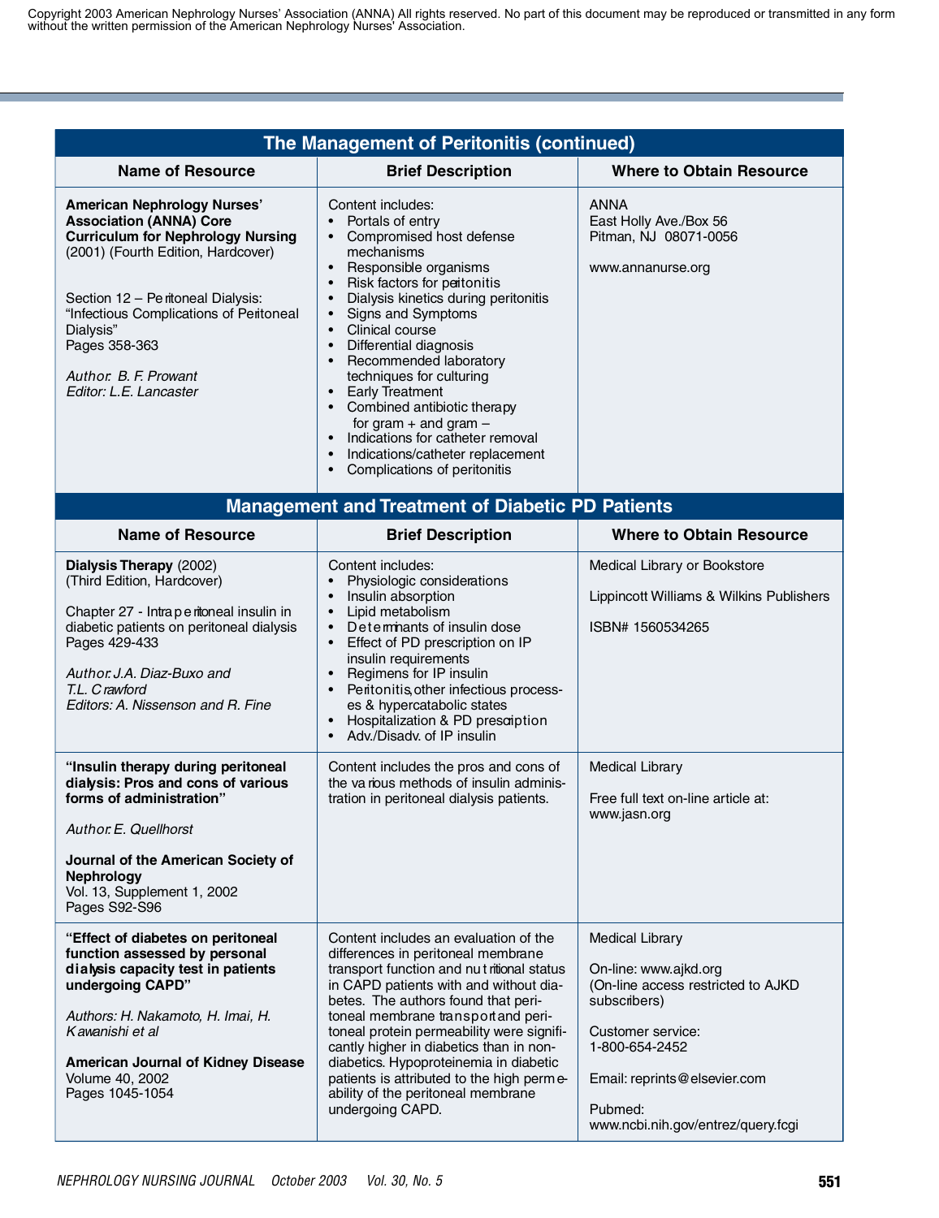Copyright 2003 American Nephrology Nurses' Association (ANNA) All rights reserved. No part of this document may be reproduced or transmitted in any form without the written permission of the American Nephrology Nurses' Association.

## The Management of Peritonitis (continued)

| Name of Resource | Brief Description | Where to Obtain Resource |
|---|---|---|
| **American Nephrology Nurses' Association (ANNA) Core Curriculum for Nephrology Nursing** (2001) (Fourth Edition, Hardcover)<br><br>Section 12 – Peritoneal Dialysis: "Infectious Complications of Peritoneal Dialysis"<br>Pages 358-363<br><br>*Author: B. F. Prowant*<br>*Editor: L.E. Lancaster* | Content includes:<br>• Portals of entry<br>• Compromised host defense mechanisms<br>• Responsible organisms<br>• Risk factors for peritonitis<br>• Dialysis kinetics during peritonitis<br>• Signs and Symptoms<br>• Clinical course<br>• Differential diagnosis<br>• Recommended laboratory techniques for culturing<br>• Early Treatment<br>• Combined antibiotic therapy for gram + and gram –<br>• Indications for catheter removal<br>• Indications/catheter replacement<br>• Complications of peritonitis | ANNA<br>East Holly Ave./Box 56<br>Pitman, NJ 08071-0056<br><br>www.annanurse.org |

## Management and Treatment of Diabetic PD Patients

| Name of Resource | Brief Description | Where to Obtain Resource |
|---|---|---|
| **Dialysis Therapy** (2002)<br>(Third Edition, Hardcover)<br><br>Chapter 27 - Intraperitoneal insulin in diabetic patients on peritoneal dialysis<br>Pages 429-433<br><br>*Author: J.A. Diaz-Buxo and T.L. Crawford*<br>*Editors: A. Nissenson and R. Fine* | Content includes:<br>• Physiologic considerations<br>• Insulin absorption<br>• Lipid metabolism<br>• Determinants of insulin dose<br>• Effect of PD prescription on IP insulin requirements<br>• Regimens for IP insulin<br>• Peritonitis, other infectious processes & hypercatabolic states<br>• Hospitalization & PD prescription<br>• Adv./Disadv. of IP insulin | Medical Library or Bookstore<br><br>Lippincott Williams & Wilkins Publishers<br><br>ISBN# 1560534265 |
| **"Insulin therapy during peritoneal dialysis: Pros and cons of various forms of administration"**<br><br>*Author: E. Quellhorst*<br><br>**Journal of the American Society of Nephrology**<br>Vol. 13, Supplement 1, 2002<br>Pages S92-S96 | Content includes the pros and cons of the various methods of insulin administration in peritoneal dialysis patients. | Medical Library<br><br>Free full text on-line article at: www.jasn.org |
| **"Effect of diabetes on peritoneal function assessed by personal dialysis capacity test in patients undergoing CAPD"**<br><br>*Authors: H. Nakamoto, H. Imai, H. Kawanishi et al*<br><br>**American Journal of Kidney Disease**<br>Volume 40, 2002<br>Pages 1045-1054 | Content includes an evaluation of the differences in peritoneal membrane transport function and nutritional status in CAPD patients with and without diabetes. The authors found that peritoneal membrane transport and peritoneal protein permeability were significantly higher in diabetics than in non-diabetics. Hypoproteinemia in diabetic patients is attributed to the high permeability of the peritoneal membrane undergoing CAPD. | Medical Library<br><br>On-line: www.ajkd.org<br>(On-line access restricted to AJKD subscribers)<br><br>Customer service:<br>1-800-654-2452<br><br>Email: reprints@elsevier.com<br><br>Pubmed:<br>www.ncbi.nih.gov/entrez/query.fcgi |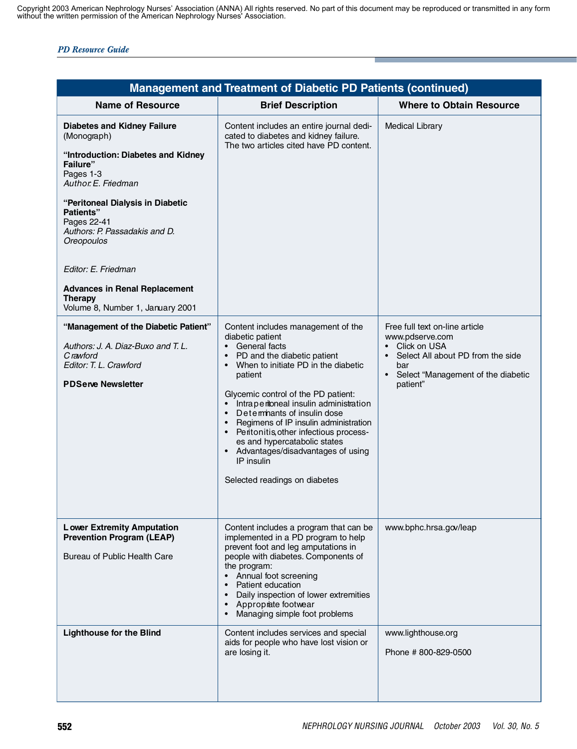| Management and Treatment of Diabetic PD Patients (continued) | | |
|---|---|---|
| **Name of Resource** | **Brief Description** | **Where to Obtain Resource** |
| **Diabetes and Kidney Failure** (Monograph)<br><br>**"Introduction: Diabetes and Kidney Failure"**<br>Pages 1-3<br>*Author: E. Friedman*<br><br>**"Peritoneal Dialysis in Diabetic Patients"**<br>Pages 22-41<br>*Authors: P. Passadakis and D. Oreopoulos*<br><br>*Editor: E. Friedman*<br><br>**Advances in Renal Replacement Therapy**<br>Volume 8, Number 1, January 2001 | Content includes an entire journal dedicated to diabetes and kidney failure. The two articles cited have PD content. | Medical Library |
| **"Management of the Diabetic Patient"**<br><br>*Authors: J. A. Diaz-Buxo and T. L. Crawford*<br>*Editor: T. L. Crawford*<br><br>**PDServe Newsletter** | Content includes management of the diabetic patient<br>• General facts<br>• PD and the diabetic patient<br>• When to initiate PD in the diabetic patient<br><br>Glycemic control of the PD patient:<br>• Intraperitoneal insulin administration<br>• Determinants of insulin dose<br>• Regimens of IP insulin administration<br>• Peritonitis, other infectious processes and hypercatabolic states<br>• Advantages/disadvantages of using IP insulin<br><br>Selected readings on diabetes | Free full text on-line article www.pdserve.com<br>• Click on USA<br>• Select All about PD from the side bar<br>• Select "Management of the diabetic patient" |
| **Lower Extremity Amputation Prevention Program (LEAP)**<br><br>Bureau of Public Health Care | Content includes a program that can be implemented in a PD program to help prevent foot and leg amputations in people with diabetes. Components of the program:<br>• Annual foot screening<br>• Patient education<br>• Daily inspection of lower extremities<br>• Appropriate footwear<br>• Managing simple foot problems | www.bphc.hrsa.gov/leap |
| **Lighthouse for the Blind** | Content includes services and special aids for people who have lost vision or are losing it. | www.lighthouse.org<br><br>Phone # 800-829-0500 |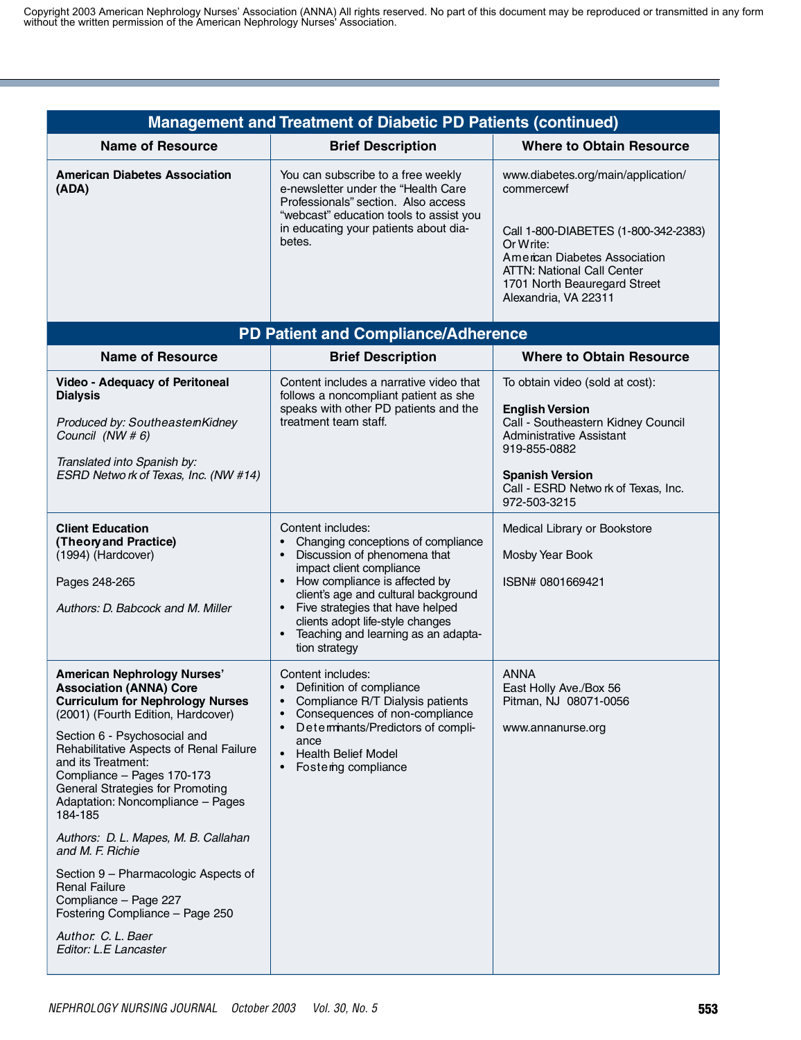Copyright 2003 American Nephrology Nurses' Association (ANNA) All rights reserved. No part of this document may be reproduced or transmitted in any form without the written permission of the American Nephrology Nurses' Association.

## Management and Treatment of Diabetic PD Patients (continued)

| Name of Resource | Brief Description | Where to Obtain Resource |
|---|---|---|
| **American Diabetes Association (ADA)** | You can subscribe to a free weekly e-newsletter under the "Health Care Professionals" section. Also access "webcast" education tools to assist you in educating your patients about diabetes. | www.diabetes.org/main/application/commercewf<br><br>Call 1-800-DIABETES (1-800-342-2383)<br>Or Write:<br>American Diabetes Association<br>ATTN: National Call Center<br>1701 North Beauregard Street<br>Alexandria, VA 22311 |

## PD Patient and Compliance/Adherence

| Name of Resource | Brief Description | Where to Obtain Resource |
|---|---|---|
| **Video - Adequacy of Peritoneal Dialysis**<br><br>*Produced by: Southeastern Kidney Council (NW # 6)*<br><br>*Translated into Spanish by: ESRD Network of Texas, Inc. (NW #14)* | Content includes a narrative video that follows a noncompliant patient as she speaks with other PD patients and the treatment team staff. | To obtain video (sold at cost):<br><br>**English Version**<br>Call - Southeastern Kidney Council Administrative Assistant<br>919-855-0882<br><br>**Spanish Version**<br>Call - ESRD Network of Texas, Inc.<br>972-503-3215 |
| **Client Education (Theory and Practice)**<br>(1994) (Hardcover)<br><br>Pages 248-265<br><br>*Authors: D. Babcock and M. Miller* | Content includes:<br>• Changing conceptions of compliance<br>• Discussion of phenomena that impact client compliance<br>• How compliance is affected by client's age and cultural background<br>• Five strategies that have helped clients adopt life-style changes<br>• Teaching and learning as an adaptation strategy | Medical Library or Bookstore<br><br>Mosby Year Book<br><br>ISBN# 0801669421 |
| **American Nephrology Nurses' Association (ANNA) Core Curriculum for Nephrology Nurses**<br>(2001) (Fourth Edition, Hardcover)<br><br>Section 6 - Psychosocial and Rehabilitative Aspects of Renal Failure and its Treatment:<br>Compliance – Pages 170-173<br>General Strategies for Promoting Adaptation: Noncompliance – Pages 184-185<br><br>*Authors: D. L. Mapes, M. B. Callahan and M. F. Richie*<br><br>Section 9 – Pharmacologic Aspects of Renal Failure<br>Compliance – Page 227<br>Fostering Compliance – Page 250<br><br>*Author: C. L. Baer*<br>*Editor: L.E Lancaster* | Content includes:<br>• Definition of compliance<br>• Compliance R/T Dialysis patients<br>• Consequences of non-compliance<br>• Determinants/Predictors of compliance<br>• Health Belief Model<br>• Fostering compliance | ANNA<br>East Holly Ave./Box 56<br>Pitman, NJ 08071-0056<br><br>www.annanurse.org |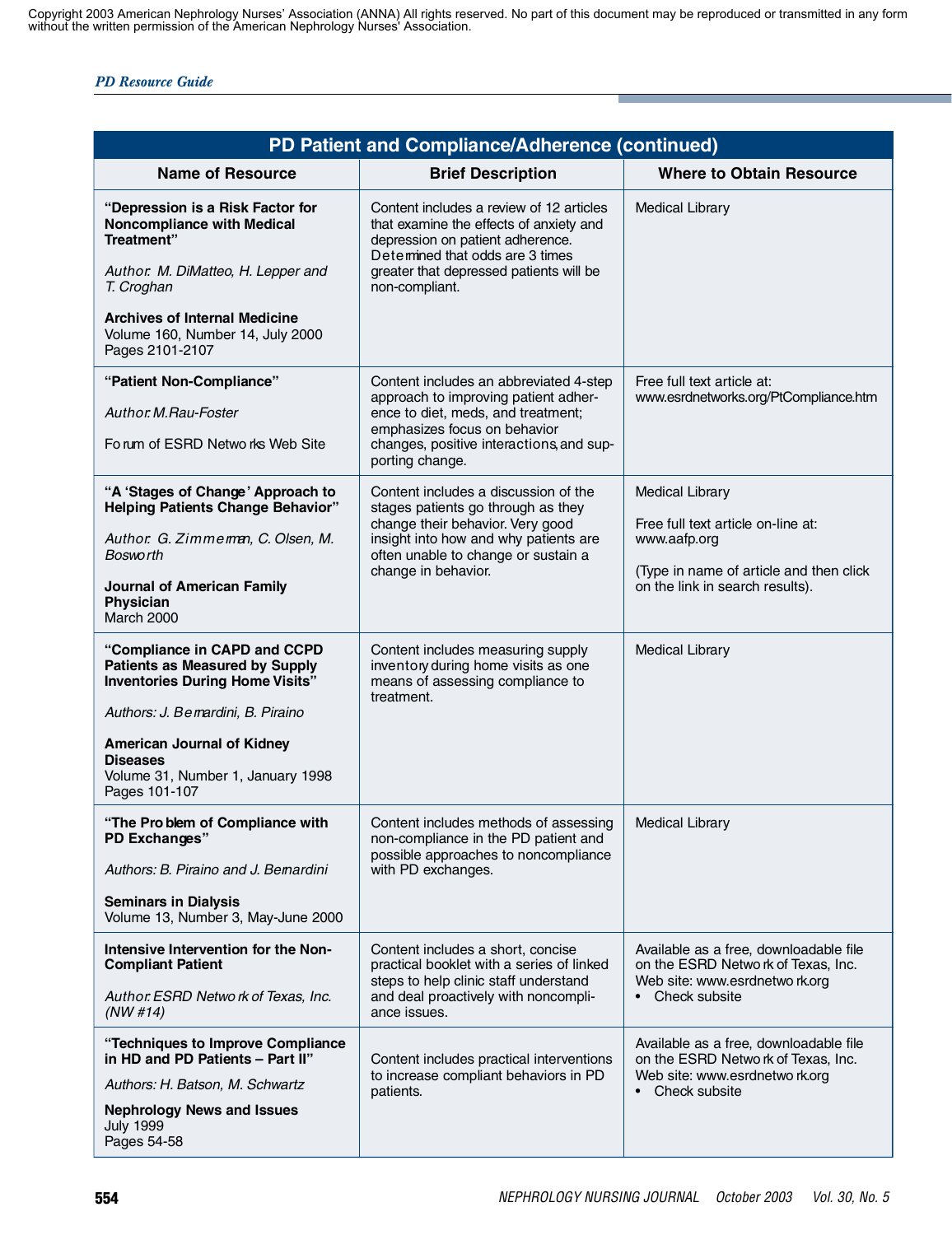| PD Patient and Compliance/Adherence (continued) | | |
|---|---|---|
| **Name of Resource** | **Brief Description** | **Where to Obtain Resource** |
| **"Depression is a Risk Factor for Noncompliance with Medical Treatment"**<br><br>*Author: M. DiMatteo, H. Lepper and T. Croghan*<br><br>**Archives of Internal Medicine**<br>Volume 160, Number 14, July 2000<br>Pages 2101-2107 | Content includes a review of 12 articles that examine the effects of anxiety and depression on patient adherence. Determined that odds are 3 times greater that depressed patients will be non-compliant. | Medical Library |
| **"Patient Non-Compliance"**<br><br>*Author: M.Rau-Foster*<br><br>Forum of ESRD Networks Web Site | Content includes an abbreviated 4-step approach to improving patient adherence to diet, meds, and treatment; emphasizes focus on behavior changes, positive interactions, and supporting change. | Free full text article at: www.esrdnetworks.org/PtCompliance.htm |
| **"A 'Stages of Change' Approach to Helping Patients Change Behavior"**<br><br>*Author: G. Zimmerman, C. Olsen, M. Bosworth*<br><br>**Journal of American Family Physician**<br>March 2000 | Content includes a discussion of the stages patients go through as they change their behavior. Very good insight into how and why patients are often unable to change or sustain a change in behavior. | Medical Library<br><br>Free full text article on-line at: www.aafp.org<br><br>(Type in name of article and then click on the link in search results). |
| **"Compliance in CAPD and CCPD Patients as Measured by Supply Inventories During Home Visits"**<br><br>*Authors: J. Bernardini, B. Piraino*<br><br>**American Journal of Kidney Diseases**<br>Volume 31, Number 1, January 1998<br>Pages 101-107 | Content includes measuring supply inventory during home visits as one means of assessing compliance to treatment. | Medical Library |
| **"The Problem of Compliance with PD Exchanges"**<br><br>*Authors: B. Piraino and J. Bernardini*<br><br>**Seminars in Dialysis**<br>Volume 13, Number 3, May-June 2000 | Content includes methods of assessing non-compliance in the PD patient and possible approaches to noncompliance with PD exchanges. | Medical Library |
| **Intensive Intervention for the Non-Compliant Patient**<br><br>*Author: ESRD Network of Texas, Inc. (NW #14)* | Content includes a short, concise practical booklet with a series of linked steps to help clinic staff understand and deal proactively with noncompliance issues. | Available as a free, downloadable file on the ESRD Network of Texas, Inc. Web site: www.esrdnetwork.org<br>• Check subsite |
| **"Techniques to Improve Compliance in HD and PD Patients – Part II"**<br><br>*Authors: H. Batson, M. Schwartz*<br><br>**Nephrology News and Issues**<br>July 1999<br>Pages 54-58 | Content includes practical interventions to increase compliant behaviors in PD patients. | Available as a free, downloadable file on the ESRD Network of Texas, Inc. Web site: www.esrdnetwork.org<br>• Check subsite |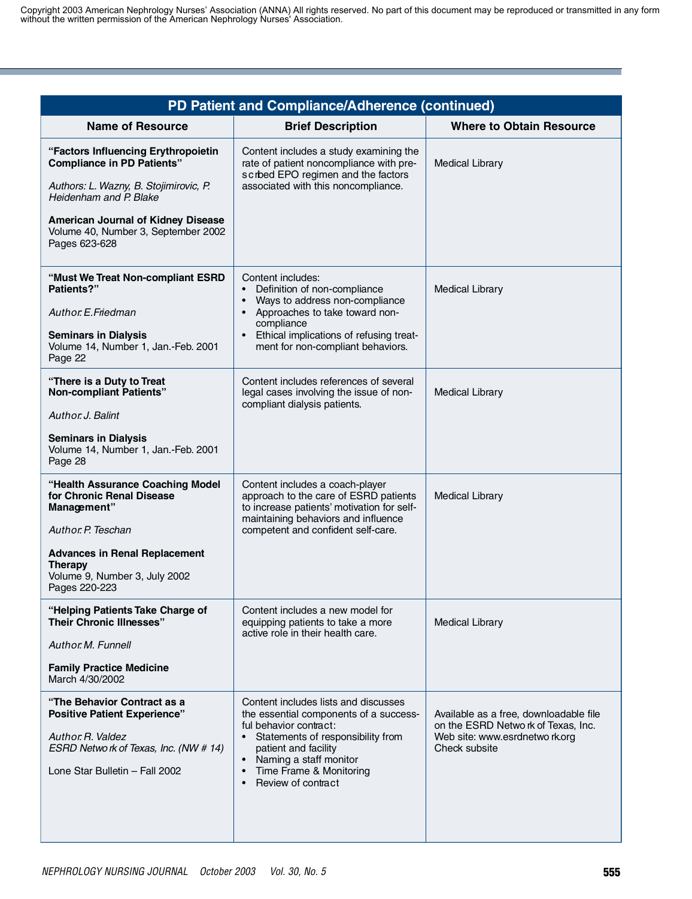| PD Patient and Compliance/Adherence (continued) | | |
|---|---|---|
| **Name of Resource** | **Brief Description** | **Where to Obtain Resource** |
| **"Factors Influencing Erythropoietin Compliance in PD Patients"**<br><br>*Authors: L. Wazny, B. Stojimirovic, P. Heidenham and P. Blake*<br><br>**American Journal of Kidney Disease**<br>Volume 40, Number 3, September 2002<br>Pages 623-628 | Content includes a study examining the rate of patient noncompliance with prescribed EPO regimen and the factors associated with this noncompliance. | Medical Library |
| **"Must We Treat Non-compliant ESRD Patients?"**<br><br>*Author: E. Friedman*<br><br>**Seminars in Dialysis**<br>Volume 14, Number 1, Jan.-Feb. 2001<br>Page 22 | Content includes:<br>• Definition of non-compliance<br>• Ways to address non-compliance<br>• Approaches to take toward non-compliance<br>• Ethical implications of refusing treatment for non-compliant behaviors. | Medical Library |
| **"There is a Duty to Treat Non-compliant Patients"**<br><br>*Author: J. Balint*<br><br>**Seminars in Dialysis**<br>Volume 14, Number 1, Jan.-Feb. 2001<br>Page 28 | Content includes references of several legal cases involving the issue of non-compliant dialysis patients. | Medical Library |
| **"Health Assurance Coaching Model for Chronic Renal Disease Management"**<br><br>*Author: P. Teschan*<br><br>**Advances in Renal Replacement Therapy**<br>Volume 9, Number 3, July 2002<br>Pages 220-223 | Content includes a coach-player approach to the care of ESRD patients to increase patients' motivation for self-maintaining behaviors and influence competent and confident self-care. | Medical Library |
| **"Helping Patients Take Charge of Their Chronic Illnesses"**<br><br>*Author: M. Funnell*<br><br>**Family Practice Medicine**<br>March 4/30/2002 | Content includes a new model for equipping patients to take a more active role in their health care. | Medical Library |
| **"The Behavior Contract as a Positive Patient Experience"**<br><br>*Author: R. Valdez*<br>*ESRD Network of Texas, Inc. (NW # 14)*<br><br>Lone Star Bulletin – Fall 2002 | Content includes lists and discusses the essential components of a successful behavior contract:<br>• Statements of responsibility from patient and facility<br>• Naming a staff monitor<br>• Time Frame & Monitoring<br>• Review of contract | Available as a free, downloadable file on the ESRD Network of Texas, Inc. Web site: www.esrdnetwork.org Check subsite |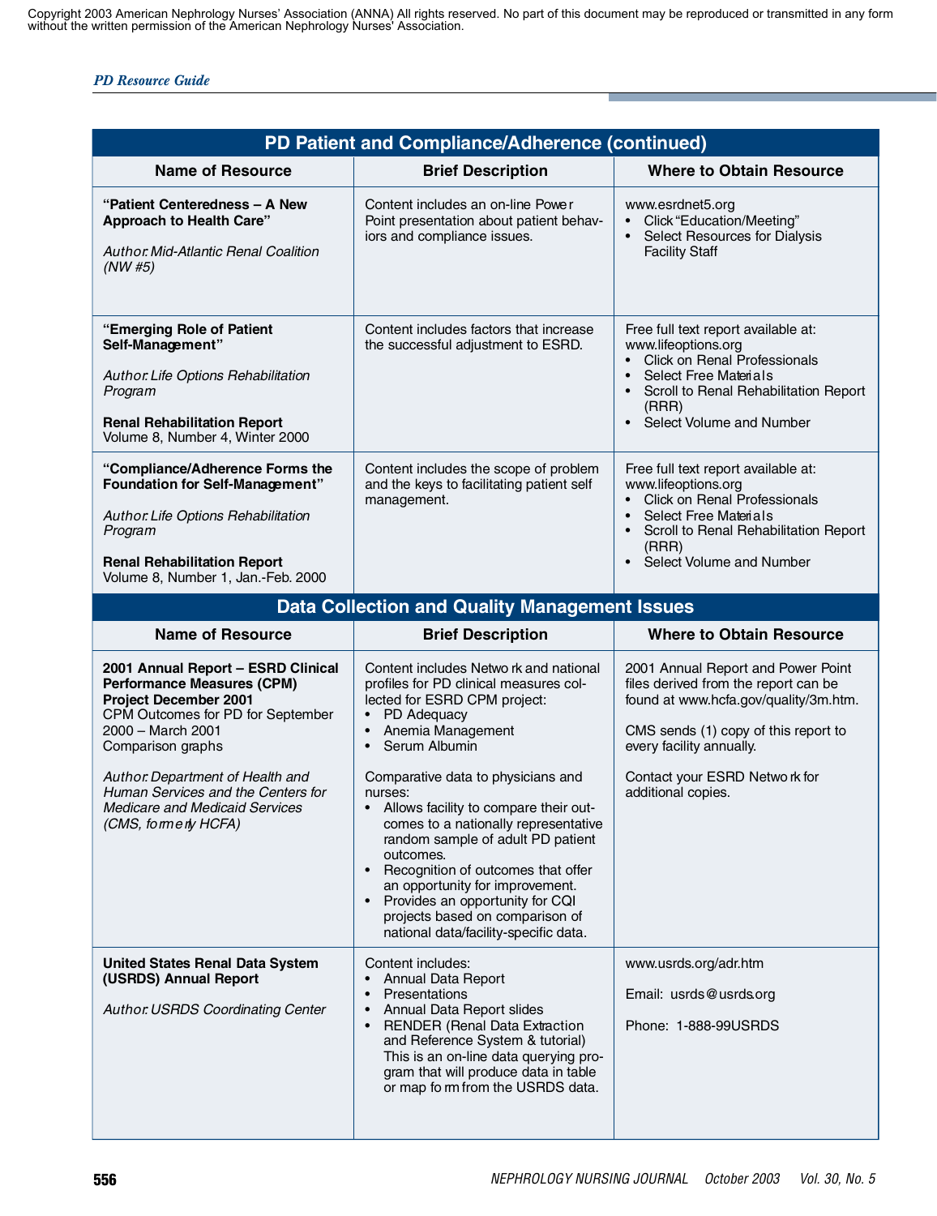Copyright 2003 American Nephrology Nurses' Association (ANNA) All rights reserved. No part of this document may be reproduced or transmitted in any form without the written permission of the American Nephrology Nurses' Association.

## PD Patient and Compliance/Adherence (continued)

| Name of Resource | Brief Description | Where to Obtain Resource |
|---|---|---|
| **"Patient Centeredness – A New Approach to Health Care"**<br><br>*Author: Mid-Atlantic Renal Coalition (NW #5)* | Content includes an on-line Power Point presentation about patient behaviors and compliance issues. | www.esrdnet5.org<br>• Click "Education/Meeting"<br>• Select Resources for Dialysis Facility Staff |
| **"Emerging Role of Patient Self-Management"**<br><br>*Author: Life Options Rehabilitation Program*<br><br>**Renal Rehabilitation Report**<br>Volume 8, Number 4, Winter 2000 | Content includes factors that increase the successful adjustment to ESRD. | Free full text report available at: www.lifeoptions.org<br>• Click on Renal Professionals<br>• Select Free Materials<br>• Scroll to Renal Rehabilitation Report (RRR)<br>• Select Volume and Number |
| **"Compliance/Adherence Forms the Foundation for Self-Management"**<br><br>*Author: Life Options Rehabilitation Program*<br><br>**Renal Rehabilitation Report**<br>Volume 8, Number 1, Jan.-Feb. 2000 | Content includes the scope of problem and the keys to facilitating patient self management. | Free full text report available at: www.lifeoptions.org<br>• Click on Renal Professionals<br>• Select Free Materials<br>• Scroll to Renal Rehabilitation Report (RRR)<br>• Select Volume and Number |

## Data Collection and Quality Management Issues

| Name of Resource | Brief Description | Where to Obtain Resource |
|---|---|---|
| **2001 Annual Report – ESRD Clinical Performance Measures (CPM) Project December 2001**<br>CPM Outcomes for PD for September 2000 – March 2001<br>Comparison graphs<br><br>*Author: Department of Health and Human Services and the Centers for Medicare and Medicaid Services (CMS, formerly HCFA)* | Content includes Network and national profiles for PD clinical measures collected for ESRD CPM project:<br>• PD Adequacy<br>• Anemia Management<br>• Serum Albumin<br><br>Comparative data to physicians and nurses:<br>• Allows facility to compare their outcomes to a nationally representative random sample of adult PD patient outcomes.<br>• Recognition of outcomes that offer an opportunity for improvement.<br>• Provides an opportunity for CQI projects based on comparison of national data/facility-specific data. | 2001 Annual Report and Power Point files derived from the report can be found at www.hcfa.gov/quality/3m.htm.<br><br>CMS sends (1) copy of this report to every facility annually.<br><br>Contact your ESRD Network for additional copies. |
| **United States Renal Data System (USRDS) Annual Report**<br><br>*Author: USRDS Coordinating Center* | Content includes:<br>• Annual Data Report<br>• Presentations<br>• Annual Data Report slides<br>• RENDER (Renal Data Extraction and Reference System & tutorial) This is an on-line data querying program that will produce data in table or map form from the USRDS data. | www.usrds.org/adr.htm<br><br>Email: usrds@usrds.org<br><br>Phone: 1-888-99USRDS |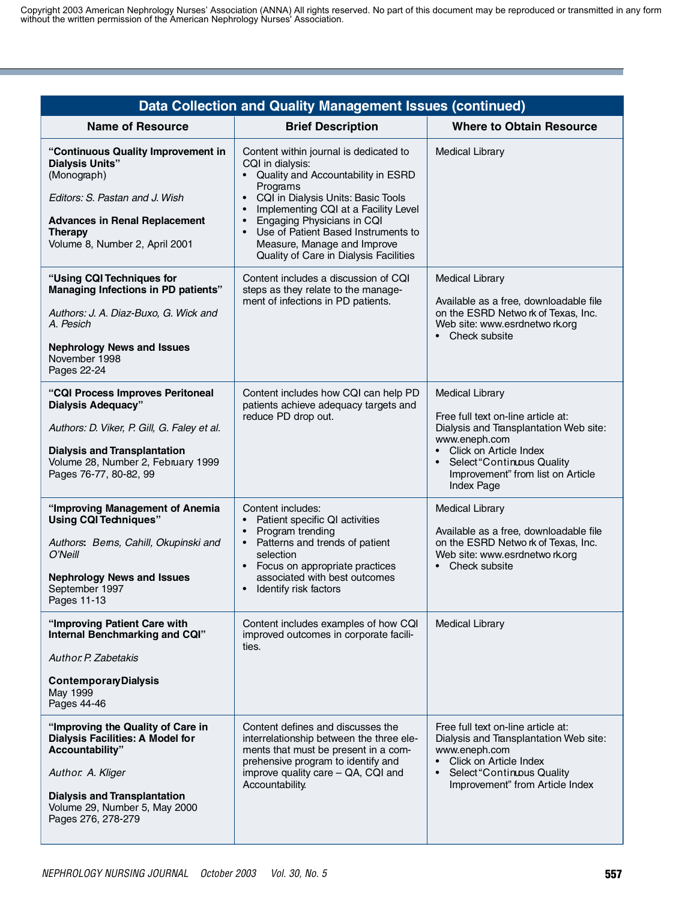Copyright 2003 American Nephrology Nurses' Association (ANNA) All rights reserved. No part of this document may be reproduced or transmitted in any form without the written permission of the American Nephrology Nurses' Association.

| Data Collection and Quality Management Issues (continued) | | |
|---|---|---|
| **Name of Resource** | **Brief Description** | **Where to Obtain Resource** |
| **"Continuous Quality Improvement in Dialysis Units"** (Monograph)<br><br>*Editors: S. Pastan and J. Wish*<br><br>**Advances in Renal Replacement Therapy**<br>Volume 8, Number 2, April 2001 | Content within journal is dedicated to CQI in dialysis:<br>• Quality and Accountability in ESRD Programs<br>• CQI in Dialysis Units: Basic Tools<br>• Implementing CQI at a Facility Level<br>• Engaging Physicians in CQI<br>• Use of Patient Based Instruments to Measure, Manage and Improve Quality of Care in Dialysis Facilities | Medical Library |
| **"Using CQI Techniques for Managing Infections in PD patients"**<br><br>*Authors: J. A. Diaz-Buxo, G. Wick and A. Pesich*<br><br>**Nephrology News and Issues**<br>November 1998<br>Pages 22-24 | Content includes a discussion of CQI steps as they relate to the management of infections in PD patients. | Medical Library<br><br>Available as a free, downloadable file on the ESRD Network of Texas, Inc. Web site: www.esrdnetwork.org<br>• Check subsite |
| **"CQI Process Improves Peritoneal Dialysis Adequacy"**<br><br>*Authors: D. Viker, P. Gill, G. Faley et al.*<br><br>**Dialysis and Transplantation**<br>Volume 28, Number 2, February 1999<br>Pages 76-77, 80-82, 99 | Content includes how CQI can help PD patients achieve adequacy targets and reduce PD drop out. | Medical Library<br><br>Free full text on-line article at: Dialysis and Transplantation Web site: www.eneph.com<br>• Click on Article Index<br>• Select "Continuous Quality Improvement" from list on Article Index Page |
| **"Improving Management of Anemia Using CQI Techniques"**<br><br>*Authors: Berns, Cahill, Okupinski and O'Neill*<br><br>**Nephrology News and Issues**<br>September 1997<br>Pages 11-13 | Content includes:<br>• Patient specific QI activities<br>• Program trending<br>• Patterns and trends of patient selection<br>• Focus on appropriate practices associated with best outcomes<br>• Identify risk factors | Medical Library<br><br>Available as a free, downloadable file on the ESRD Network of Texas, Inc. Web site: www.esrdnetwork.org<br>• Check subsite |
| **"Improving Patient Care with Internal Benchmarking and CQI"**<br><br>*Author: P. Zabetakis*<br><br>**Contemporary Dialysis**<br>May 1999<br>Pages 44-46 | Content includes examples of how CQI improved outcomes in corporate facilities. | Medical Library |
| **"Improving the Quality of Care in Dialysis Facilities: A Model for Accountability"**<br><br>*Author: A. Kliger*<br><br>**Dialysis and Transplantation**<br>Volume 29, Number 5, May 2000<br>Pages 276, 278-279 | Content defines and discusses the interrelationship between the three elements that must be present in a comprehensive program to identify and improve quality care – QA, CQI and Accountability. | Free full text on-line article at: Dialysis and Transplantation Web site: www.eneph.com<br>• Click on Article Index<br>• Select "Continuous Quality Improvement" from Article Index |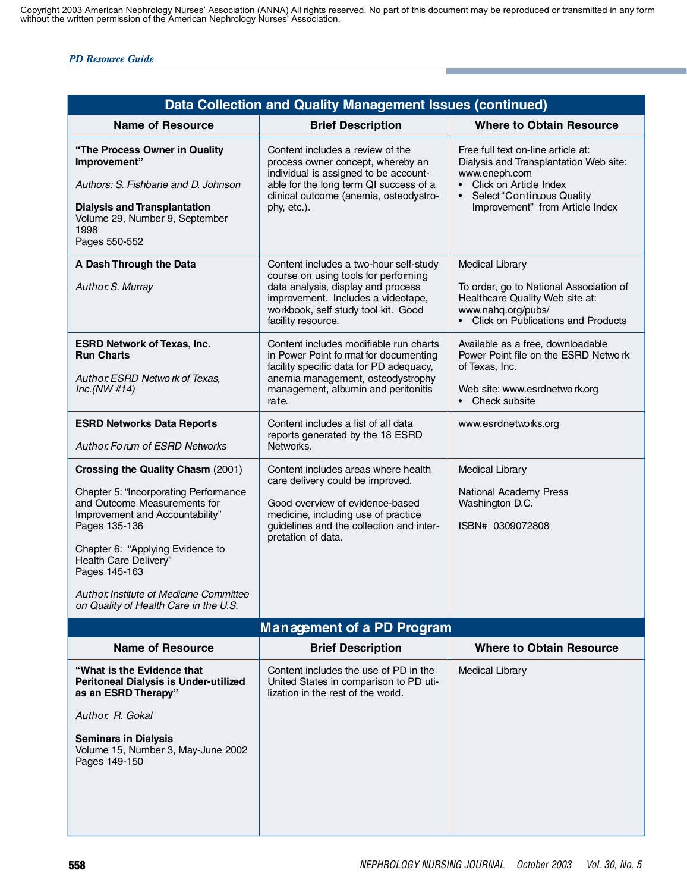Copyright 2003 American Nephrology Nurses' Association (ANNA) All rights reserved. No part of this document may be reproduced or transmitted in any form without the written permission of the American Nephrology Nurses' Association.

## Data Collection and Quality Management Issues (continued)

| Name of Resource | Brief Description | Where to Obtain Resource |
|---|---|---|
| **"The Process Owner in Quality Improvement"**<br><br>*Authors: S. Fishbane and D. Johnson*<br><br>**Dialysis and Transplantation**<br>Volume 29, Number 9, September 1998<br>Pages 550-552 | Content includes a review of the process owner concept, whereby an individual is assigned to be accountable for the long term QI success of a clinical outcome (anemia, osteodystrophy, etc.). | Free full text on-line article at: Dialysis and Transplantation Web site: www.eneph.com<br>• Click on Article Index<br>• Select "Continuous Quality Improvement" from Article Index |
| **A Dash Through the Data**<br><br>*Author: S. Murray* | Content includes a two-hour self-study course on using tools for performing data analysis, display and process improvement. Includes a videotape, workbook, self study tool kit. Good facility resource. | Medical Library<br><br>To order, go to National Association of Healthcare Quality Web site at: www.nahq.org/pubs/<br>• Click on Publications and Products |
| **ESRD Network of Texas, Inc. Run Charts**<br><br>*Author: ESRD Network of Texas, Inc.(NW #14)* | Content includes modifiable run charts in Power Point format for documenting facility specific data for PD adequacy, anemia management, osteodystrophy management, albumin and peritonitis rate. | Available as a free, downloadable Power Point file on the ESRD Network of Texas, Inc.<br><br>Web site: www.esrdnetwork.org<br>• Check subsite |
| **ESRD Networks Data Reports**<br><br>*Author: Forum of ESRD Networks* | Content includes a list of all data reports generated by the 18 ESRD Networks. | www.esrdnetworks.org |
| **Crossing the Quality Chasm** (2001)<br><br>Chapter 5: "Incorporating Performance and Outcome Measurements for Improvement and Accountability"<br>Pages 135-136<br><br>Chapter 6: "Applying Evidence to Health Care Delivery"<br>Pages 145-163<br><br>*Author: Institute of Medicine Committee on Quality of Health Care in the U.S.* | Content includes areas where health care delivery could be improved.<br><br>Good overview of evidence-based medicine, including use of practice guidelines and the collection and interpretation of data. | Medical Library<br><br>National Academy Press<br>Washington D.C.<br><br>ISBN# 0309072808 |

## Management of a PD Program

| Name of Resource | Brief Description | Where to Obtain Resource |
|---|---|---|
| **"What is the Evidence that Peritoneal Dialysis is Under-utilized as an ESRD Therapy"**<br><br>*Author: R. Gokal*<br><br>**Seminars in Dialysis**<br>Volume 15, Number 3, May-June 2002<br>Pages 149-150 | Content includes the use of PD in the United States in comparison to PD utilization in the rest of the world. | Medical Library |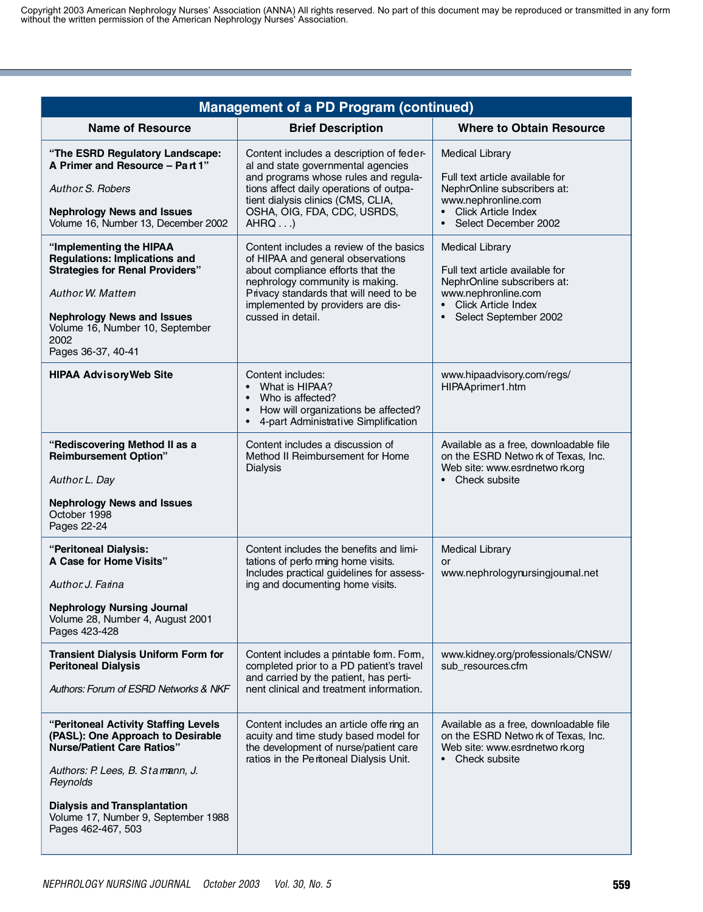Copyright 2003 American Nephrology Nurses' Association (ANNA) All rights reserved. No part of this document may be reproduced or transmitted in any form without the written permission of the American Nephrology Nurses' Association.

## Management of a PD Program (continued)

| Name of Resource | Brief Description | Where to Obtain Resource |
|---|---|---|
| **"The ESRD Regulatory Landscape: A Primer and Resource – Part 1"**<br><br>*Author: S. Robers*<br><br>**Nephrology News and Issues**<br>Volume 16, Number 13, December 2002 | Content includes a description of federal and state governmental agencies and programs whose rules and regulations affect daily operations of outpatient dialysis clinics (CMS, CLIA, OSHA, OIG, FDA, CDC, USRDS, AHRQ . . .) | Medical Library<br><br>Full text article available for NephrOnline subscribers at: www.nephronline.com<br>• Click Article Index<br>• Select December 2002 |
| **"Implementing the HIPAA Regulations: Implications and Strategies for Renal Providers"**<br><br>*Author: W. Mattern*<br><br>**Nephrology News and Issues**<br>Volume 16, Number 10, September 2002<br>Pages 36-37, 40-41 | Content includes a review of the basics of HIPAA and general observations about compliance efforts that the nephrology community is making. Privacy standards that will need to be implemented by providers are discussed in detail. | Medical Library<br><br>Full text article available for NephrOnline subscribers at: www.nephronline.com<br>• Click Article Index<br>• Select September 2002 |
| **HIPAA Advisory Web Site** | Content includes:<br>• What is HIPAA?<br>• Who is affected?<br>• How will organizations be affected?<br>• 4-part Administrative Simplification | www.hipaadvisory.com/regs/HIPAAprimer1.htm |
| **"Rediscovering Method II as a Reimbursement Option"**<br><br>*Author: L. Day*<br><br>**Nephrology News and Issues**<br>October 1998<br>Pages 22-24 | Content includes a discussion of Method II Reimbursement for Home Dialysis | Available as a free, downloadable file on the ESRD Network of Texas, Inc. Web site: www.esrdnetwork.org<br>• Check subsite |
| **"Peritoneal Dialysis: A Case for Home Visits"**<br><br>*Author: J. Farina*<br><br>**Nephrology Nursing Journal**<br>Volume 28, Number 4, August 2001<br>Pages 423-428 | Content includes the benefits and limitations of performing home visits. Includes practical guidelines for assessing and documenting home visits. | Medical Library<br>or<br>www.nephrologynursingjournal.net |
| **Transient Dialysis Uniform Form for Peritoneal Dialysis**<br><br>*Authors: Forum of ESRD Networks & NKF* | Content includes a printable form. Form, completed prior to a PD patient's travel and carried by the patient, has pertinent clinical and treatment information. | www.kidney.org/professionals/CNSW/sub_resources.cfm |
| **"Peritoneal Activity Staffing Levels (PASL): One Approach to Desirable Nurse/Patient Care Ratios"**<br><br>*Authors: P. Lees, B. Stamann, J. Reynolds*<br><br>**Dialysis and Transplantation**<br>Volume 17, Number 9, September 1988<br>Pages 462-467, 503 | Content includes an article offering an acuity and time study based model for the development of nurse/patient care ratios in the Peritoneal Dialysis Unit. | Available as a free, downloadable file on the ESRD Network of Texas, Inc. Web site: www.esrdnetwork.org<br>• Check subsite |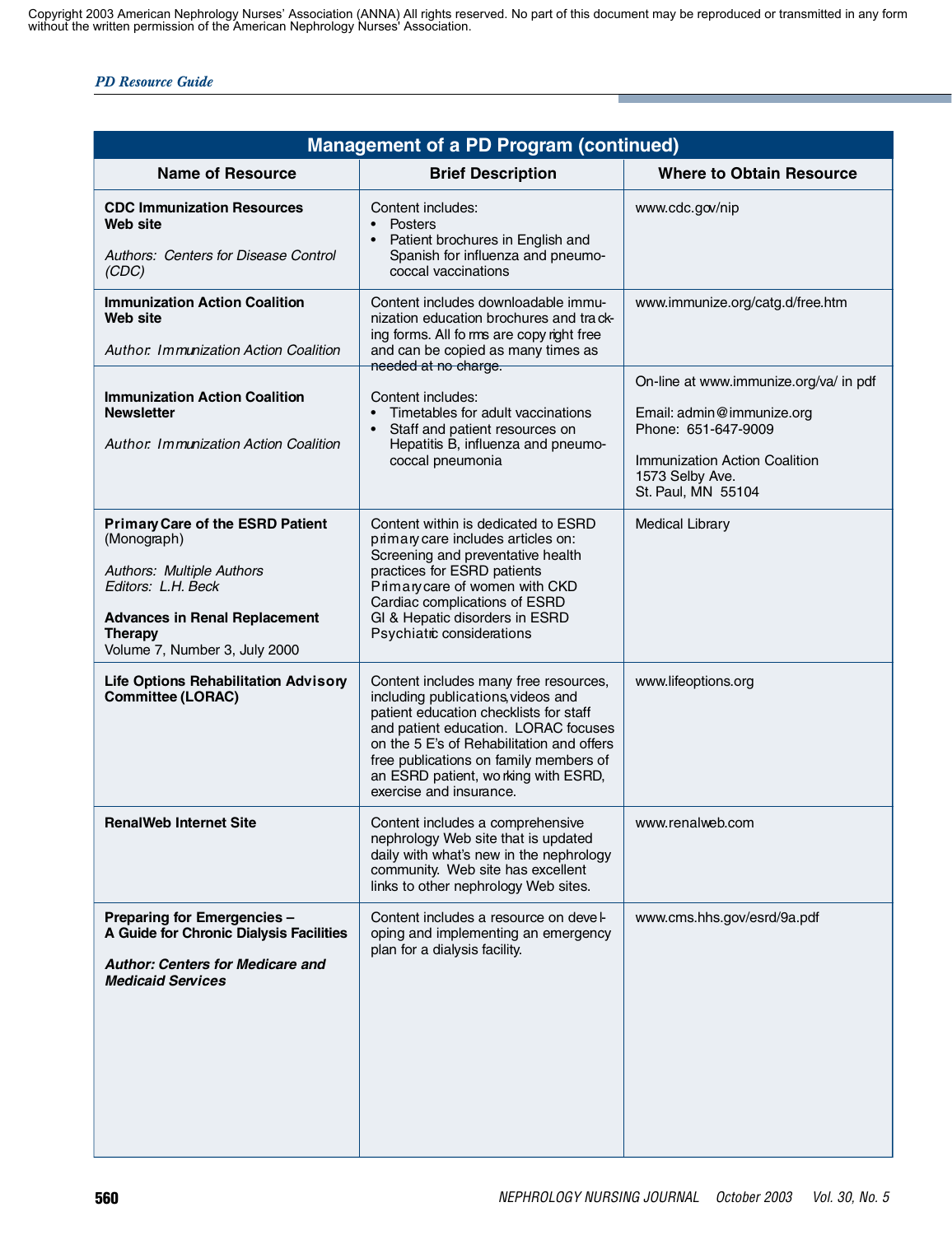Copyright 2003 American Nephrology Nurses' Association (ANNA) All rights reserved. No part of this document may be reproduced or transmitted in any form without the written permission of the American Nephrology Nurses' Association.

## Management of a PD Program (continued)

| Name of Resource | Brief Description | Where to Obtain Resource |
|---|---|---|
| **CDC Immunization Resources Web site**<br><br>*Authors: Centers for Disease Control (CDC)* | Content includes:<br>• Posters<br>• Patient brochures in English and Spanish for influenza and pneumococcal vaccinations | www.cdc.gov/nip |
| **Immunization Action Coalition Web site**<br><br>*Author: Immunization Action Coalition* | Content includes downloadable immunization education brochures and tracking forms. All forms are copyright free and can be copied as many times as needed at no charge. | www.immunize.org/catg.d/free.htm |
| **Immunization Action Coalition Newsletter**<br><br>*Author: Immunization Action Coalition* | Content includes:<br>• Timetables for adult vaccinations<br>• Staff and patient resources on Hepatitis B, influenza and pneumococcal pneumonia | On-line at www.immunize.org/va/ in pdf<br><br>Email: admin@immunize.org<br>Phone: 651-647-9009<br><br>Immunization Action Coalition<br>1573 Selby Ave.<br>St. Paul, MN 55104 |
| **Primary Care of the ESRD Patient** (Monograph)<br><br>*Authors: Multiple Authors*<br>*Editors: L.H. Beck*<br><br>**Advances in Renal Replacement Therapy**<br>Volume 7, Number 3, July 2000 | Content within is dedicated to ESRD primary care includes articles on:<br>Screening and preventative health practices for ESRD patients<br>Primary care of women with CKD<br>Cardiac complications of ESRD<br>GI & Hepatic disorders in ESRD<br>Psychiatric considerations | Medical Library |
| **Life Options Rehabilitation Advisory Committee (LORAC)** | Content includes many free resources, including publications, videos and patient education checklists for staff and patient education. LORAC focuses on the 5 E's of Rehabilitation and offers free publications on family members of an ESRD patient, working with ESRD, exercise and insurance. | www.lifeoptions.org |
| **RenalWeb Internet Site** | Content includes a comprehensive nephrology Web site that is updated daily with what's new in the nephrology community. Web site has excellent links to other nephrology Web sites. | www.renalweb.com |
| **Preparing for Emergencies – A Guide for Chronic Dialysis Facilities**<br><br>***Author: Centers for Medicare and Medicaid Services*** | Content includes a resource on developing and implementing an emergency plan for a dialysis facility. | www.cms.hhs.gov/esrd/9a.pdf |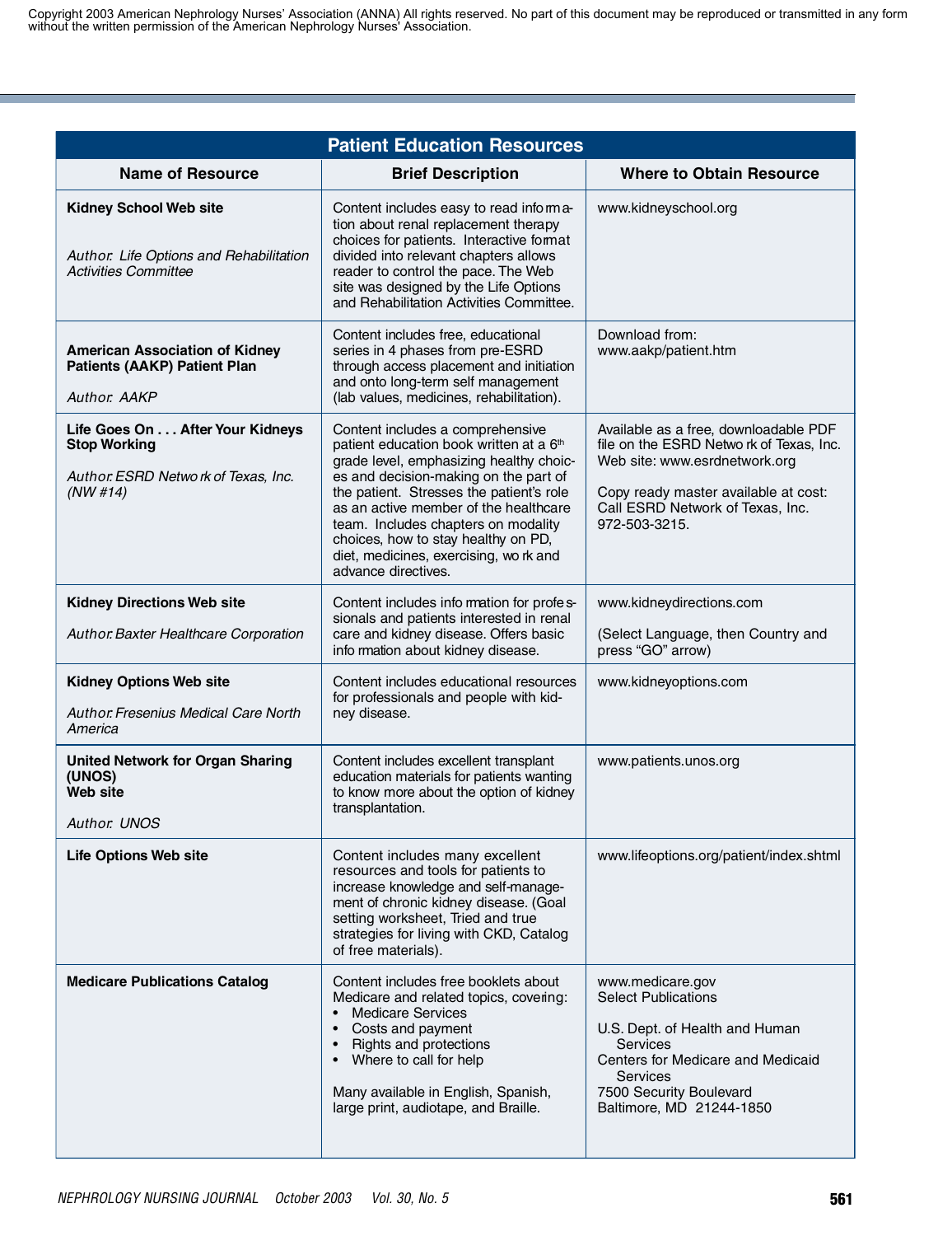Copyright 2003 American Nephrology Nurses' Association (ANNA) All rights reserved. No part of this document may be reproduced or transmitted in any form without the written permission of the American Nephrology Nurses' Association.

## Patient Education Resources

| Name of Resource | Brief Description | Where to Obtain Resource |
|---|---|---|
| **Kidney School Web site**<br><br>*Author: Life Options and Rehabilitation Activities Committee* | Content includes easy to read information about renal replacement therapy choices for patients. Interactive format divided into relevant chapters allows reader to control the pace. The Web site was designed by the Life Options and Rehabilitation Activities Committee. | www.kidneyschool.org |
| **American Association of Kidney Patients (AAKP) Patient Plan**<br><br>*Author: AAKP* | Content includes free, educational series in 4 phases from pre-ESRD through access placement and initiation and onto long-term self management (lab values, medicines, rehabilitation). | Download from:<br>www.aakp/patient.htm |
| **Life Goes On . . . After Your Kidneys Stop Working**<br><br>*Author: ESRD Network of Texas, Inc. (NW #14)* | Content includes a comprehensive patient education book written at a 6th grade level, emphasizing healthy choices and decision-making on the part of the patient. Stresses the patient's role as an active member of the healthcare team. Includes chapters on modality choices, how to stay healthy on PD, diet, medicines, exercising, work and advance directives. | Available as a free, downloadable PDF file on the ESRD Network of Texas, Inc. Web site: www.esrdnetwork.org<br><br>Copy ready master available at cost: Call ESRD Network of Texas, Inc. 972-503-3215. |
| **Kidney Directions Web site**<br><br>*Author: Baxter Healthcare Corporation* | Content includes information for professionals and patients interested in renal care and kidney disease. Offers basic information about kidney disease. | www.kidneydirections.com<br><br>(Select Language, then Country and press "GO" arrow) |
| **Kidney Options Web site**<br><br>*Author: Fresenius Medical Care North America* | Content includes educational resources for professionals and people with kidney disease. | www.kidneyoptions.com |
| **United Network for Organ Sharing (UNOS) Web site**<br><br>*Author: UNOS* | Content includes excellent transplant education materials for patients wanting to know more about the option of kidney transplantation. | www.patients.unos.org |
| **Life Options Web site** | Content includes many excellent resources and tools for patients to increase knowledge and self-management of chronic kidney disease. (Goal setting worksheet, Tried and true strategies for living with CKD, Catalog of free materials). | www.lifeoptions.org/patient/index.shtml |
| **Medicare Publications Catalog** | Content includes free booklets about Medicare and related topics, covering:<br>• Medicare Services<br>• Costs and payment<br>• Rights and protections<br>• Where to call for help<br><br>Many available in English, Spanish, large print, audiotape, and Braille. | www.medicare.gov<br>Select Publications<br><br>U.S. Dept. of Health and Human Services<br>Centers for Medicare and Medicaid Services<br>7500 Security Boulevard<br>Baltimore, MD 21244-1850 |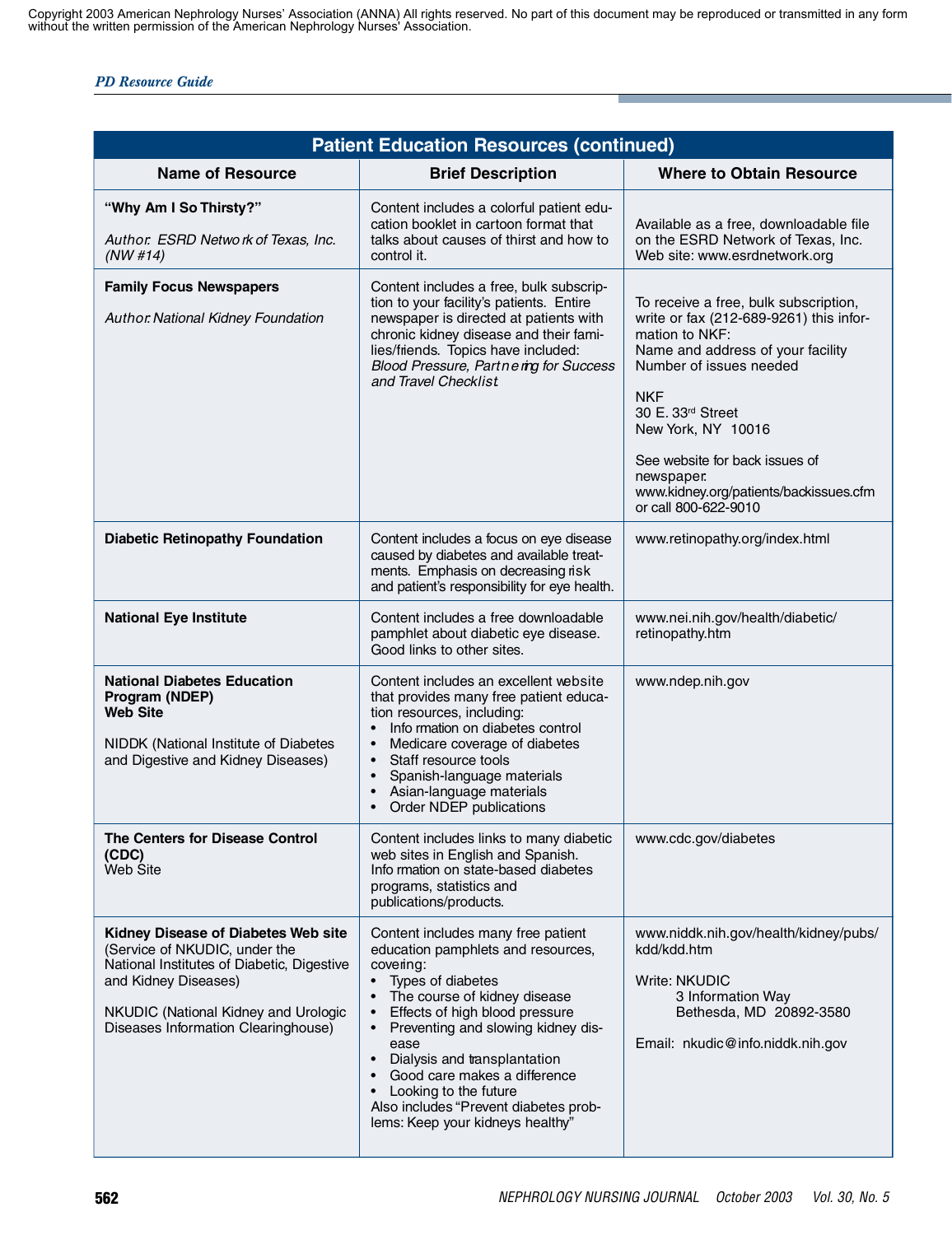Copyright 2003 American Nephrology Nurses' Association (ANNA) All rights reserved. No part of this document may be reproduced or transmitted in any form without the written permission of the American Nephrology Nurses' Association.

| Patient Education Resources (continued) | | |
|---|---|---|
| **Name of Resource** | **Brief Description** | **Where to Obtain Resource** |
| **"Why Am I So Thirsty?"**<br><br>*Author: ESRD Network of Texas, Inc. (NW #14)* | Content includes a colorful patient education booklet in cartoon format that talks about causes of thirst and how to control it. | Available as a free, downloadable file on the ESRD Network of Texas, Inc. Web site: www.esrdnetwork.org |
| **Family Focus Newspapers**<br><br>*Author: National Kidney Foundation* | Content includes a free, bulk subscription to your facility's patients. Entire newspaper is directed at patients with chronic kidney disease and their families/friends. Topics have included: *Blood Pressure, Partnering for Success and Travel Checklist.* | To receive a free, bulk subscription, write or fax (212-689-9261) this information to NKF:<br>Name and address of your facility<br>Number of issues needed<br><br>NKF<br>30 E. 33rd Street<br>New York, NY 10016<br><br>See website for back issues of newspaper.<br>www.kidney.org/patients/backissues.cfm or call 800-622-9010 |
| **Diabetic Retinopathy Foundation** | Content includes a focus on eye disease caused by diabetes and available treatments. Emphasis on decreasing risk and patient's responsibility for eye health. | www.retinopathy.org/index.html |
| **National Eye Institute** | Content includes a free downloadable pamphlet about diabetic eye disease. Good links to other sites. | www.nei.nih.gov/health/diabetic/retinopathy.htm |
| **National Diabetes Education Program (NDEP) Web Site**<br><br>NIDDK (National Institute of Diabetes and Digestive and Kidney Diseases) | Content includes an excellent website that provides many free patient education resources, including:<br>• Information on diabetes control<br>• Medicare coverage of diabetes<br>• Staff resource tools<br>• Spanish-language materials<br>• Asian-language materials<br>• Order NDEP publications | www.ndep.nih.gov |
| **The Centers for Disease Control (CDC)** Web Site | Content includes links to many diabetic web sites in English and Spanish. Information on state-based diabetes programs, statistics and publications/products. | www.cdc.gov/diabetes |
| **Kidney Disease of Diabetes Web site** (Service of NKUDIC, under the National Institutes of Diabetic, Digestive and Kidney Diseases)<br><br>NKUDIC (National Kidney and Urologic Diseases Information Clearinghouse) | Content includes many free patient education pamphlets and resources, covering:<br>• Types of diabetes<br>• The course of kidney disease<br>• Effects of high blood pressure<br>• Preventing and slowing kidney disease<br>• Dialysis and transplantation<br>• Good care makes a difference<br>• Looking to the future<br>Also includes "Prevent diabetes problems: Keep your kidneys healthy" | www.niddk.nih.gov/health/kidney/pubs/kdd/kdd.htm<br><br>Write: NKUDIC<br>3 Information Way<br>Bethesda, MD 20892-3580<br><br>Email: nkudic@info.niddk.nih.gov |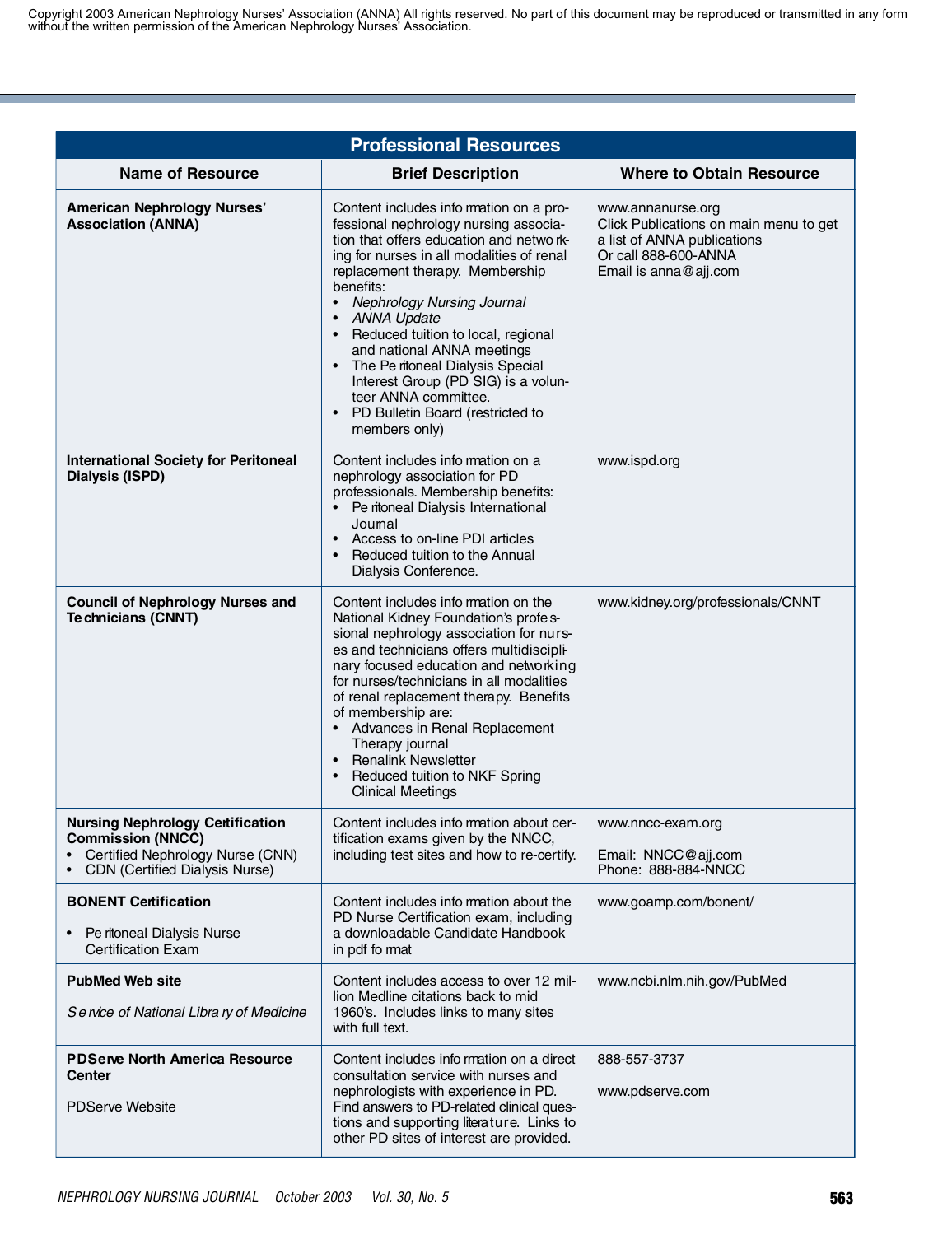Copyright 2003 American Nephrology Nurses' Association (ANNA) All rights reserved. No part of this document may be reproduced or transmitted in any form without the written permission of the American Nephrology Nurses' Association.

## Professional Resources

| Name of Resource | Brief Description | Where to Obtain Resource |
|---|---|---|
| **American Nephrology Nurses' Association (ANNA)** | Content includes information on a professional nephrology nursing association that offers education and networking for nurses in all modalities of renal replacement therapy. Membership benefits:<br>• *Nephrology Nursing Journal*<br>• *ANNA Update*<br>• Reduced tuition to local, regional and national ANNA meetings<br>• The Peritoneal Dialysis Special Interest Group (PD SIG) is a volunteer ANNA committee.<br>• PD Bulletin Board (restricted to members only) | www.annanurse.org<br>Click Publications on main menu to get a list of ANNA publications<br>Or call 888-600-ANNA<br>Email is anna@ajj.com |
| **International Society for Peritoneal Dialysis (ISPD)** | Content includes information on a nephrology association for PD professionals. Membership benefits:<br>• Peritoneal Dialysis International Journal<br>• Access to on-line PDI articles<br>• Reduced tuition to the Annual Dialysis Conference. | www.ispd.org |
| **Council of Nephrology Nurses and Technicians (CNNT)** | Content includes information on the National Kidney Foundation's professional nephrology association for nurses and technicians offers multidisciplinary focused education and networking for nurses/technicians in all modalities of renal replacement therapy. Benefits of membership are:<br>• Advances in Renal Replacement Therapy journal<br>• Renalink Newsletter<br>• Reduced tuition to NKF Spring Clinical Meetings | www.kidney.org/professionals/CNNT |
| **Nursing Nephrology Certification Commission (NNCC)**<br>• Certified Nephrology Nurse (CNN)<br>• CDN (Certified Dialysis Nurse) | Content includes information about certification exams given by the NNCC, including test sites and how to re-certify. | www.nncc-exam.org<br><br>Email: NNCC@ajj.com<br>Phone: 888-884-NNCC |
| **BONENT Certification**<br><br>• Peritoneal Dialysis Nurse Certification Exam | Content includes information about the PD Nurse Certification exam, including a downloadable Candidate Handbook in pdf format | www.goamp.com/bonent/ |
| **PubMed Web site**<br><br>*Service of National Library of Medicine* | Content includes access to over 12 million Medline citations back to mid 1960's. Includes links to many sites with full text. | www.ncbi.nlm.nih.gov/PubMed |
| **PDServe North America Resource Center**<br><br>PDServe Website | Content includes information on a direct consultation service with nurses and nephrologists with experience in PD. Find answers to PD-related clinical questions and supporting literature. Links to other PD sites of interest are provided. | 888-557-3737<br><br>www.pdserve.com |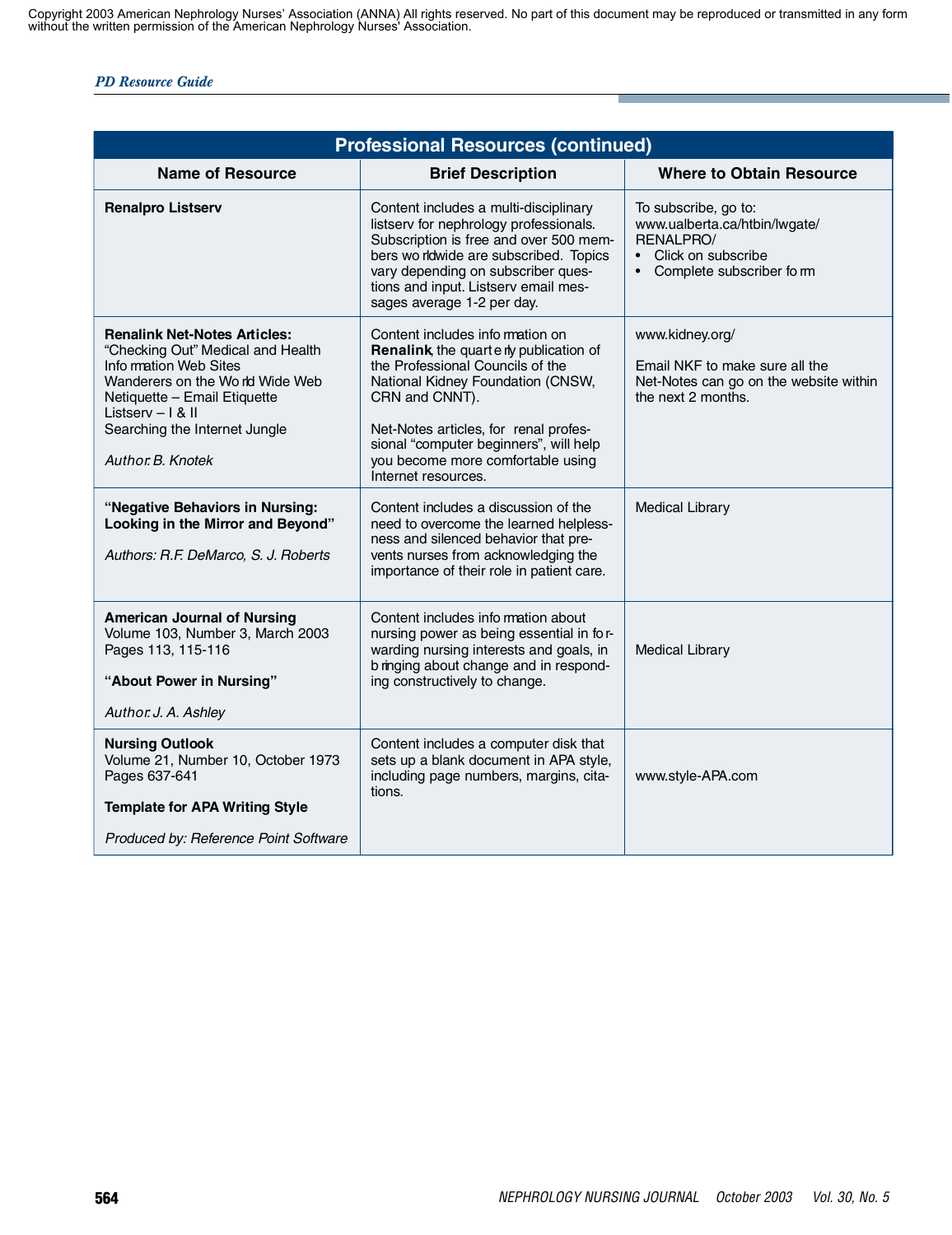Copyright 2003 American Nephrology Nurses' Association (ANNA) All rights reserved. No part of this document may be reproduced or transmitted in any form without the written permission of the American Nephrology Nurses' Association.

## Professional Resources (continued)

| Name of Resource | Brief Description | Where to Obtain Resource |
|---|---|---|
| **Renalpro Listserv** | Content includes a multi-disciplinary listserv for nephrology professionals. Subscription is free and over 500 members worldwide are subscribed. Topics vary depending on subscriber questions and input. Listserv email messages average 1-2 per day. | To subscribe, go to: www.ualberta.ca/htbin/lwgate/RENALPRO/ <br>• Click on subscribe <br>• Complete subscriber form |
| **Renalink Net-Notes Articles:** <br>"Checking Out" Medical and Health Information Web Sites <br>Wanderers on the World Wide Web <br>Netiquette – Email Etiquette <br>Listserv – I & II <br>Searching the Internet Jungle <br><br>*Author: B. Knotek* | Content includes information on **Renalink**, the quarterly publication of the Professional Councils of the National Kidney Foundation (CNSW, CRN and CNNT). <br><br>Net-Notes articles, for renal professional "computer beginners", will help you become more comfortable using Internet resources. | www.kidney.org/ <br><br>Email NKF to make sure all the Net-Notes can go on the website within the next 2 months. |
| **"Negative Behaviors in Nursing: Looking in the Mirror and Beyond"** <br><br>*Authors: R.F. DeMarco, S. J. Roberts* | Content includes a discussion of the need to overcome the learned helplessness and silenced behavior that prevents nurses from acknowledging the importance of their role in patient care. | Medical Library |
| **American Journal of Nursing** <br>Volume 103, Number 3, March 2003 <br>Pages 113, 115-116 <br><br>**"About Power in Nursing"** <br><br>*Author: J. A. Ashley* | Content includes information about nursing power as being essential in forwarding nursing interests and goals, in bringing about change and in responding constructively to change. | Medical Library |
| **Nursing Outlook** <br>Volume 21, Number 10, October 1973 <br>Pages 637-641 <br><br>**Template for APA Writing Style** <br><br>*Produced by: Reference Point Software* | Content includes a computer disk that sets up a blank document in APA style, including page numbers, margins, citations. | www.style-APA.com |